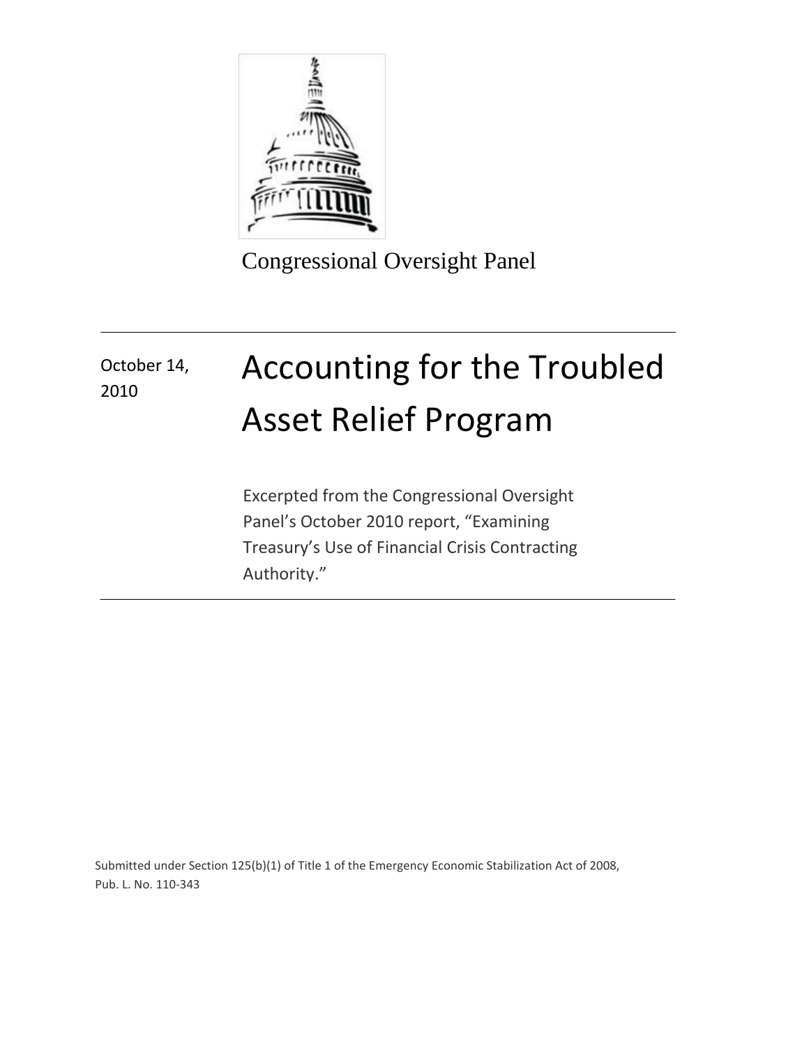Congressional Oversight Panel

October 14, 2010

# Accounting for the Troubled Asset Relief Program

Excerpted from the Congressional Oversight Panel's October 2010 report, "Examining Treasury's Use of Financial Crisis Contracting Authority."

Submitted under Section 125(b)(1) of Title 1 of the Emergency Economic Stabilization Act of 2008, Pub. L. No. 110-343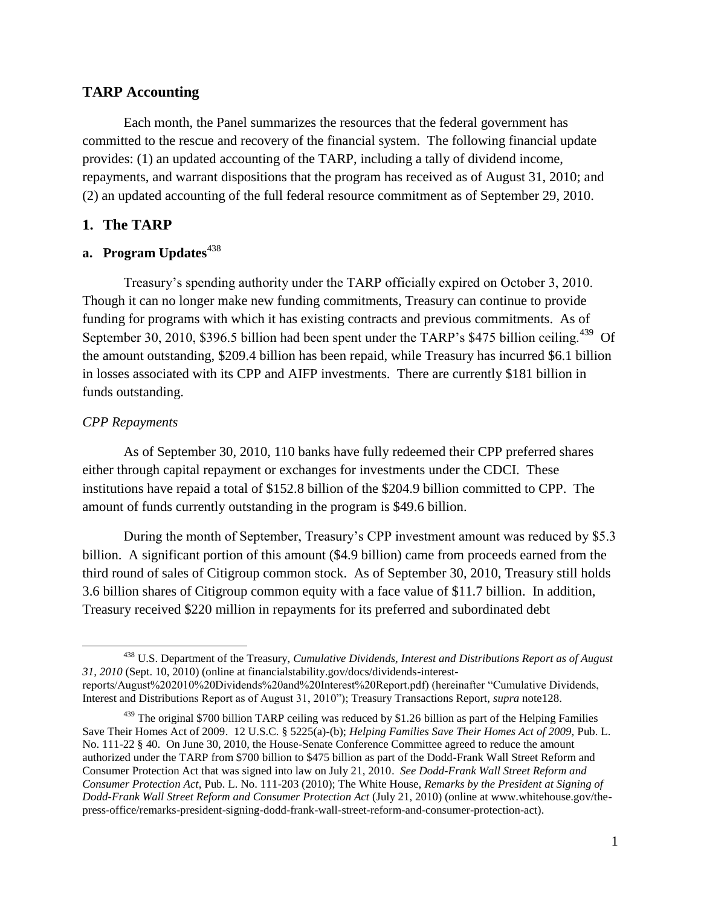## TARP Accounting

Each month, the Panel summarizes the resources that the federal government has committed to the rescue and recovery of the financial system. The following financial update provides: (1) an updated accounting of the TARP, including a tally of dividend income, repayments, and warrant dispositions that the program has received as of August 31, 2010; and (2) an updated accounting of the full federal resource commitment as of September 29, 2010.

### 1. The TARP

#### a. Program Updates[438]

Treasury's spending authority under the TARP officially expired on October 3, 2010. Though it can no longer make new funding commitments, Treasury can continue to provide funding for programs with which it has existing contracts and previous commitments. As of September 30, 2010, \$396.5 billion had been spent under the TARP's \$475 billion ceiling.[439] Of the amount outstanding, \$209.4 billion has been repaid, while Treasury has incurred \$6.1 billion in losses associated with its CPP and AIFP investments. There are currently \$181 billion in funds outstanding.

*CPP Repayments*

As of September 30, 2010, 110 banks have fully redeemed their CPP preferred shares either through capital repayment or exchanges for investments under the CDCI. These institutions have repaid a total of \$152.8 billion of the \$204.9 billion committed to CPP. The amount of funds currently outstanding in the program is \$49.6 billion.

During the month of September, Treasury's CPP investment amount was reduced by \$5.3 billion. A significant portion of this amount (\$4.9 billion) came from proceeds earned from the third round of sales of Citigroup common stock. As of September 30, 2010, Treasury still holds 3.6 billion shares of Citigroup common equity with a face value of \$11.7 billion. In addition, Treasury received \$220 million in repayments for its preferred and subordinated debt

---

[438] U.S. Department of the Treasury, *Cumulative Dividends, Interest and Distributions Report as of August 31, 2010* (Sept. 10, 2010) (online at financialstability.gov/docs/dividends-interest-reports/August%202010%20Dividends%20and%20Interest%20Report.pdf) (hereinafter "Cumulative Dividends, Interest and Distributions Report as of August 31, 2010"); Treasury Transactions Report, *supra* note128.

[439] The original \$700 billion TARP ceiling was reduced by \$1.26 billion as part of the Helping Families Save Their Homes Act of 2009. 12 U.S.C. § 5225(a)-(b); *Helping Families Save Their Homes Act of 2009*, Pub. L. No. 111-22 § 40. On June 30, 2010, the House-Senate Conference Committee agreed to reduce the amount authorized under the TARP from \$700 billion to \$475 billion as part of the Dodd-Frank Wall Street Reform and Consumer Protection Act that was signed into law on July 21, 2010. *See Dodd-Frank Wall Street Reform and Consumer Protection Act*, Pub. L. No. 111-203 (2010); The White House, *Remarks by the President at Signing of Dodd-Frank Wall Street Reform and Consumer Protection Act* (July 21, 2010) (online at www.whitehouse.gov/the-press-office/remarks-president-signing-dodd-frank-wall-street-reform-and-consumer-protection-act).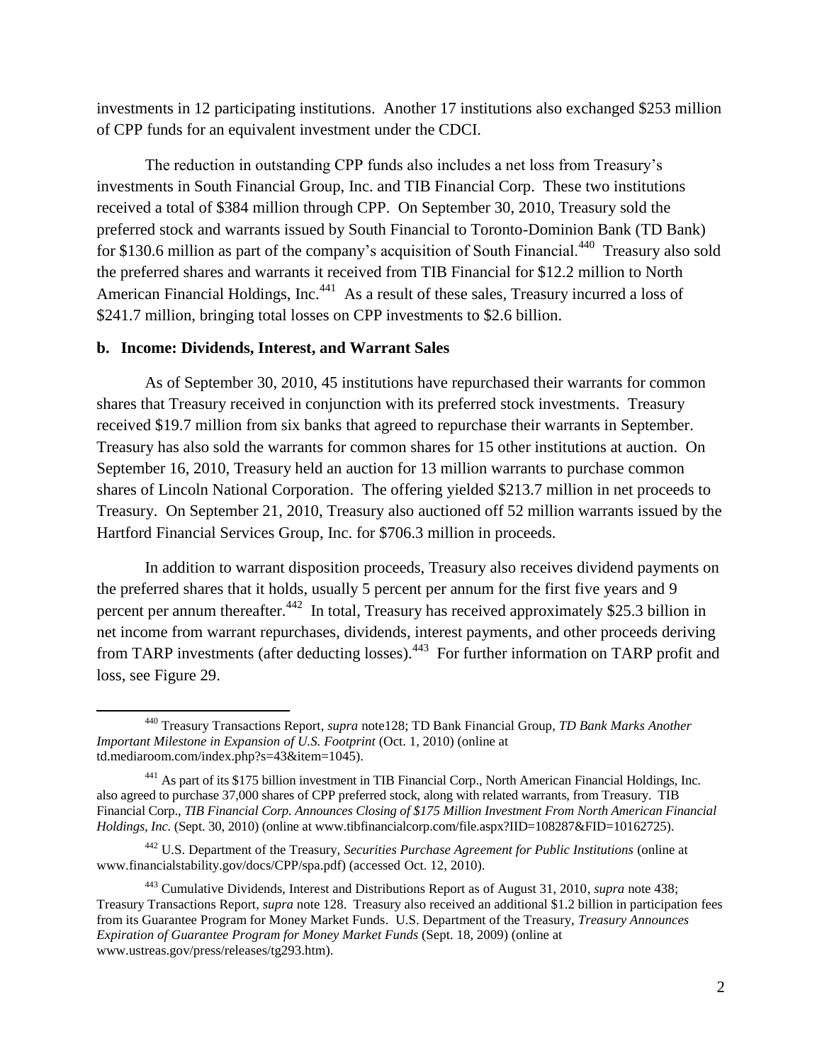investments in 12 participating institutions. Another 17 institutions also exchanged $253 million of CPP funds for an equivalent investment under the CDCI.

The reduction in outstanding CPP funds also includes a net loss from Treasury's investments in South Financial Group, Inc. and TIB Financial Corp. These two institutions received a total of $384 million through CPP. On September 30, 2010, Treasury sold the preferred stock and warrants issued by South Financial to Toronto-Dominion Bank (TD Bank) for $130.6 million as part of the company's acquisition of South Financial.[440] Treasury also sold the preferred shares and warrants it received from TIB Financial for $12.2 million to North American Financial Holdings, Inc.[441] As a result of these sales, Treasury incurred a loss of $241.7 million, bringing total losses on CPP investments to $2.6 billion.

**b. Income: Dividends, Interest, and Warrant Sales**

As of September 30, 2010, 45 institutions have repurchased their warrants for common shares that Treasury received in conjunction with its preferred stock investments. Treasury received $19.7 million from six banks that agreed to repurchase their warrants in September. Treasury has also sold the warrants for common shares for 15 other institutions at auction. On September 16, 2010, Treasury held an auction for 13 million warrants to purchase common shares of Lincoln National Corporation. The offering yielded $213.7 million in net proceeds to Treasury. On September 21, 2010, Treasury also auctioned off 52 million warrants issued by the Hartford Financial Services Group, Inc. for $706.3 million in proceeds.

In addition to warrant disposition proceeds, Treasury also receives dividend payments on the preferred shares that it holds, usually 5 percent per annum for the first five years and 9 percent per annum thereafter.[442] In total, Treasury has received approximately $25.3 billion in net income from warrant repurchases, dividends, interest payments, and other proceeds deriving from TARP investments (after deducting losses).[443] For further information on TARP profit and loss, see Figure 29.

---

[440] Treasury Transactions Report, *supra* note128; TD Bank Financial Group, *TD Bank Marks Another Important Milestone in Expansion of U.S. Footprint* (Oct. 1, 2010) (online at td.mediaroom.com/index.php?s=43&item=1045).

[441] As part of its $175 billion investment in TIB Financial Corp., North American Financial Holdings, Inc. also agreed to purchase 37,000 shares of CPP preferred stock, along with related warrants, from Treasury. TIB Financial Corp., *TIB Financial Corp. Announces Closing of $175 Million Investment From North American Financial Holdings, Inc.* (Sept. 30, 2010) (online at www.tibfinancialcorp.com/file.aspx?IID=108287&FID=10162725).

[442] U.S. Department of the Treasury, *Securities Purchase Agreement for Public Institutions* (online at www.financialstability.gov/docs/CPP/spa.pdf) (accessed Oct. 12, 2010).

[443] Cumulative Dividends, Interest and Distributions Report as of August 31, 2010, *supra* note 438; Treasury Transactions Report, *supra* note 128. Treasury also received an additional $1.2 billion in participation fees from its Guarantee Program for Money Market Funds. U.S. Department of the Treasury, *Treasury Announces Expiration of Guarantee Program for Money Market Funds* (Sept. 18, 2009) (online at www.ustreas.gov/press/releases/tg293.htm).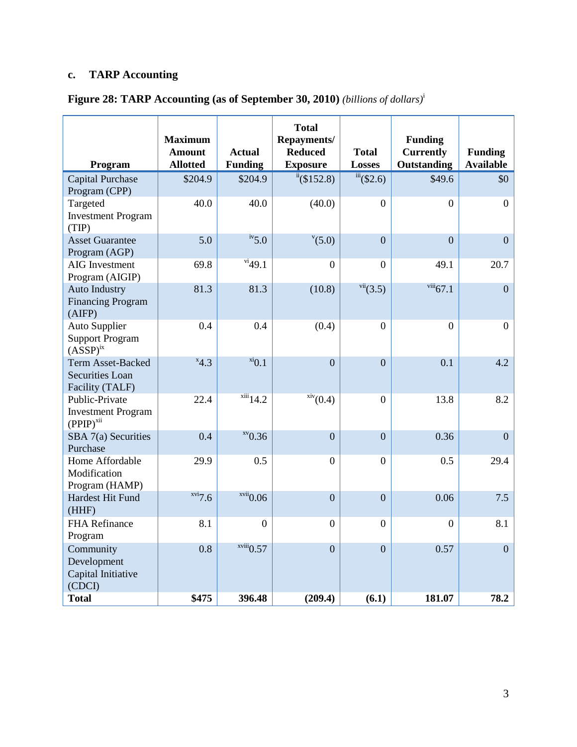### c. TARP Accounting

**Figure 28: TARP Accounting (as of September 30, 2010)** *(billions of dollars)*[i]

| Program | Maximum Amount Allotted | Actual Funding | Total Repayments/ Reduced Exposure | Total Losses | Funding Currently Outstanding | Funding Available |
|---|---|---|---|---|---|---|
| Capital Purchase Program (CPP) | $204.9 | $204.9 | [ii]($152.8) | [iii]($2.6) | $49.6 | $0 |
| Targeted Investment Program (TIP) | 40.0 | 40.0 | (40.0) | 0 | 0 | 0 |
| Asset Guarantee Program (AGP) | 5.0 | [iv]5.0 | [v](5.0) | 0 | 0 | 0 |
| AIG Investment Program (AIGIP) | 69.8 | [vi]49.1 | 0 | 0 | 49.1 | 20.7 |
| Auto Industry Financing Program (AIFP) | 81.3 | 81.3 | (10.8) | [vii](3.5) | [viii]67.1 | 0 |
| Auto Supplier Support Program (ASSP)[ix] | 0.4 | 0.4 | (0.4) | 0 | 0 | 0 |
| Term Asset-Backed Securities Loan Facility (TALF) | [x]4.3 | [xi]0.1 | 0 | 0 | 0.1 | 4.2 |
| Public-Private Investment Program (PPIP)[xii] | 22.4 | [xiii]14.2 | [xiv](0.4) | 0 | 13.8 | 8.2 |
| SBA 7(a) Securities Purchase | 0.4 | [xv]0.36 | 0 | 0 | 0.36 | 0 |
| Home Affordable Modification Program (HAMP) | 29.9 | 0.5 | 0 | 0 | 0.5 | 29.4 |
| Hardest Hit Fund (HHF) | [xvi]7.6 | [xvii]0.06 | 0 | 0 | 0.06 | 7.5 |
| FHA Refinance Program | 8.1 | 0 | 0 | 0 | 0 | 8.1 |
| Community Development Capital Initiative (CDCI) | 0.8 | [xviii]0.57 | 0 | 0 | 0.57 | 0 |
| **Total** | **$475** | **396.48** | **(209.4)** | **(6.1)** | **181.07** | **78.2** |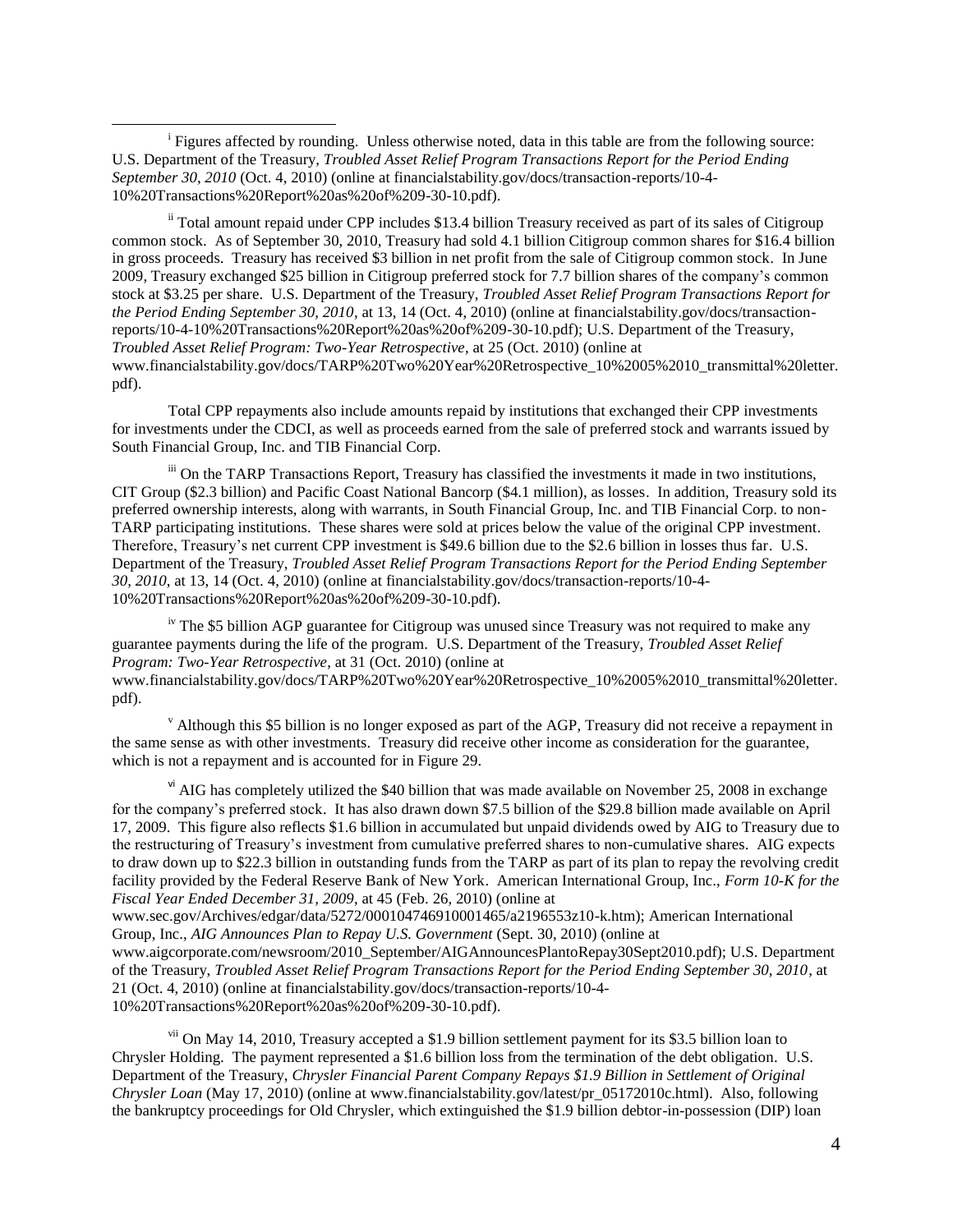[i] Figures affected by rounding. Unless otherwise noted, data in this table are from the following source: U.S. Department of the Treasury, *Troubled Asset Relief Program Transactions Report for the Period Ending September 30, 2010* (Oct. 4, 2010) (online at financialstability.gov/docs/transaction-reports/10-4-10%20Transactions%20Report%20as%20of%209-30-10.pdf).

[ii] Total amount repaid under CPP includes $13.4 billion Treasury received as part of its sales of Citigroup common stock. As of September 30, 2010, Treasury had sold 4.1 billion Citigroup common shares for $16.4 billion in gross proceeds. Treasury has received $3 billion in net profit from the sale of Citigroup common stock. In June 2009, Treasury exchanged $25 billion in Citigroup preferred stock for 7.7 billion shares of the company's common stock at $3.25 per share. U.S. Department of the Treasury, *Troubled Asset Relief Program Transactions Report for the Period Ending September 30, 2010*, at 13, 14 (Oct. 4, 2010) (online at financialstability.gov/docs/transaction-reports/10-4-10%20Transactions%20Report%20as%20of%209-30-10.pdf); U.S. Department of the Treasury, *Troubled Asset Relief Program: Two-Year Retrospective*, at 25 (Oct. 2010) (online at www.financialstability.gov/docs/TARP%20Two%20Year%20Retrospective_10%2005%2010_transmittal%20letter.pdf).

Total CPP repayments also include amounts repaid by institutions that exchanged their CPP investments for investments under the CDCI, as well as proceeds earned from the sale of preferred stock and warrants issued by South Financial Group, Inc. and TIB Financial Corp.

[iii] On the TARP Transactions Report, Treasury has classified the investments it made in two institutions, CIT Group ($2.3 billion) and Pacific Coast National Bancorp ($4.1 million), as losses. In addition, Treasury sold its preferred ownership interests, along with warrants, in South Financial Group, Inc. and TIB Financial Corp. to non-TARP participating institutions. These shares were sold at prices below the value of the original CPP investment. Therefore, Treasury's net current CPP investment is $49.6 billion due to the $2.6 billion in losses thus far. U.S. Department of the Treasury, *Troubled Asset Relief Program Transactions Report for the Period Ending September 30, 2010*, at 13, 14 (Oct. 4, 2010) (online at financialstability.gov/docs/transaction-reports/10-4-10%20Transactions%20Report%20as%20of%209-30-10.pdf).

[iv] The $5 billion AGP guarantee for Citigroup was unused since Treasury was not required to make any guarantee payments during the life of the program. U.S. Department of the Treasury, *Troubled Asset Relief Program: Two-Year Retrospective*, at 31 (Oct. 2010) (online at www.financialstability.gov/docs/TARP%20Two%20Year%20Retrospective_10%2005%2010_transmittal%20letter.pdf).

[v] Although this $5 billion is no longer exposed as part of the AGP, Treasury did not receive a repayment in the same sense as with other investments. Treasury did receive other income as consideration for the guarantee, which is not a repayment and is accounted for in Figure 29.

[vi] AIG has completely utilized the $40 billion that was made available on November 25, 2008 in exchange for the company's preferred stock. It has also drawn down $7.5 billion of the $29.8 billion made available on April 17, 2009. This figure also reflects $1.6 billion in accumulated but unpaid dividends owed by AIG to Treasury due to the restructuring of Treasury's investment from cumulative preferred shares to non-cumulative shares. AIG expects to draw down up to $22.3 billion in outstanding funds from the TARP as part of its plan to repay the revolving credit facility provided by the Federal Reserve Bank of New York. American International Group, Inc., *Form 10-K for the Fiscal Year Ended December 31, 2009*, at 45 (Feb. 26, 2010) (online at www.sec.gov/Archives/edgar/data/5272/000104746910001465/a2196553z10-k.htm); American International Group, Inc., *AIG Announces Plan to Repay U.S. Government* (Sept. 30, 2010) (online at www.aigcorporate.com/newsroom/2010_September/AIGAnnouncesPlantoRepay30Sept2010.pdf); U.S. Department of the Treasury, *Troubled Asset Relief Program Transactions Report for the Period Ending September 30, 2010*, at 21 (Oct. 4, 2010) (online at financialstability.gov/docs/transaction-reports/10-4-10%20Transactions%20Report%20as%20of%209-30-10.pdf).

[vii] On May 14, 2010, Treasury accepted a $1.9 billion settlement payment for its $3.5 billion loan to Chrysler Holding. The payment represented a $1.6 billion loss from the termination of the debt obligation. U.S. Department of the Treasury, *Chrysler Financial Parent Company Repays $1.9 Billion in Settlement of Original Chrysler Loan* (May 17, 2010) (online at www.financialstability.gov/latest/pr_05172010c.html). Also, following the bankruptcy proceedings for Old Chrysler, which extinguished the $1.9 billion debtor-in-possession (DIP) loan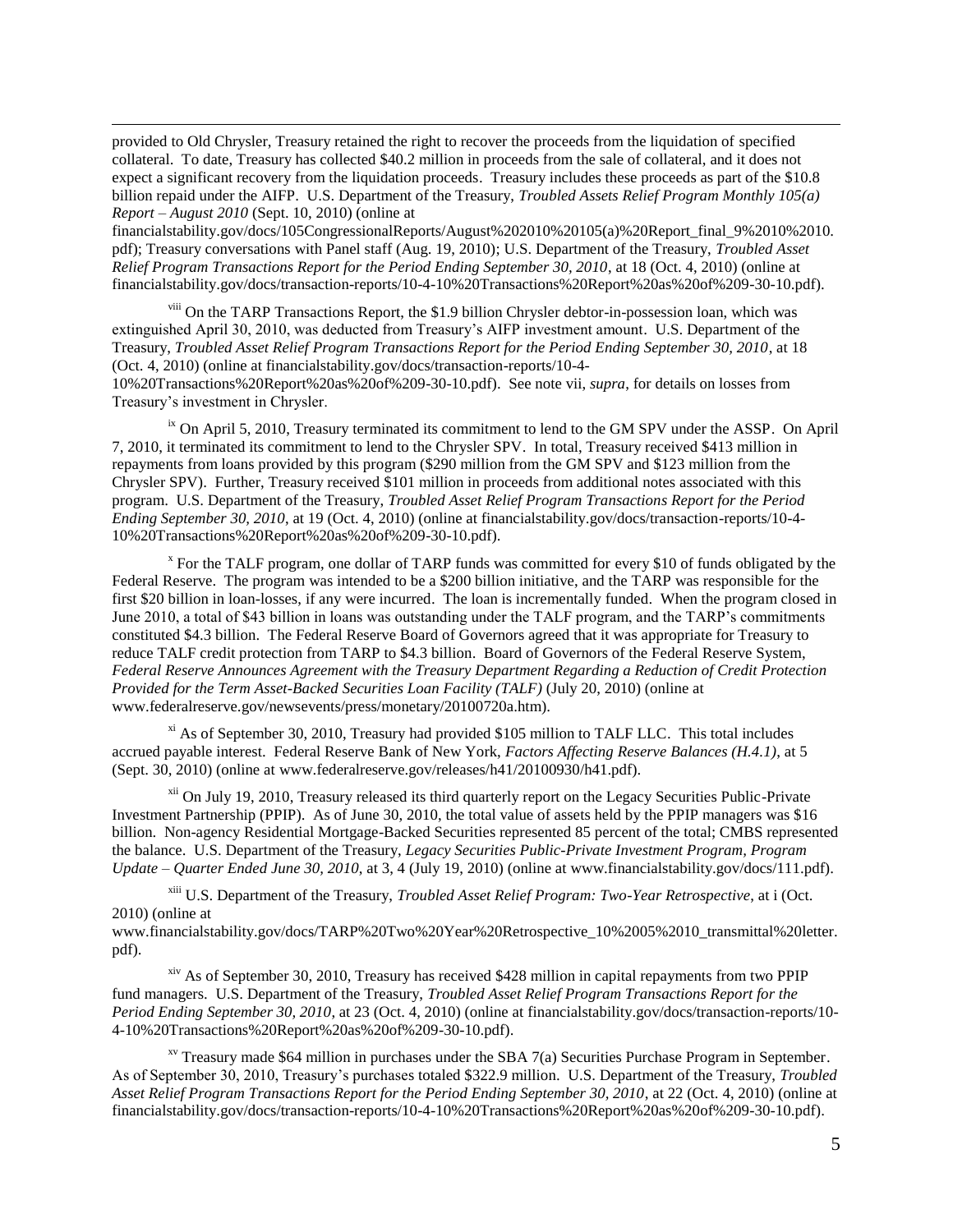provided to Old Chrysler, Treasury retained the right to recover the proceeds from the liquidation of specified collateral. To date, Treasury has collected $40.2 million in proceeds from the sale of collateral, and it does not expect a significant recovery from the liquidation proceeds. Treasury includes these proceeds as part of the $10.8 billion repaid under the AIFP. U.S. Department of the Treasury, *Troubled Assets Relief Program Monthly 105(a) Report – August 2010* (Sept. 10, 2010) (online at financialstability.gov/docs/105CongressionalReports/August%202010%20105(a)%20Report_final_9%2010%2010.pdf); Treasury conversations with Panel staff (Aug. 19, 2010); U.S. Department of the Treasury, *Troubled Asset Relief Program Transactions Report for the Period Ending September 30, 2010*, at 18 (Oct. 4, 2010) (online at financialstability.gov/docs/transaction-reports/10-4-10%20Transactions%20Report%20as%20of%209-30-10.pdf).

[viii] On the TARP Transactions Report, the $1.9 billion Chrysler debtor-in-possession loan, which was extinguished April 30, 2010, was deducted from Treasury's AIFP investment amount. U.S. Department of the Treasury, *Troubled Asset Relief Program Transactions Report for the Period Ending September 30, 2010*, at 18 (Oct. 4, 2010) (online at financialstability.gov/docs/transaction-reports/10-4-10%20Transactions%20Report%20as%20of%209-30-10.pdf). See note vii, *supra*, for details on losses from Treasury's investment in Chrysler.

[ix] On April 5, 2010, Treasury terminated its commitment to lend to the GM SPV under the ASSP. On April 7, 2010, it terminated its commitment to lend to the Chrysler SPV. In total, Treasury received $413 million in repayments from loans provided by this program ($290 million from the GM SPV and $123 million from the Chrysler SPV). Further, Treasury received $101 million in proceeds from additional notes associated with this program. U.S. Department of the Treasury, *Troubled Asset Relief Program Transactions Report for the Period Ending September 30, 2010*, at 19 (Oct. 4, 2010) (online at financialstability.gov/docs/transaction-reports/10-4-10%20Transactions%20Report%20as%20of%209-30-10.pdf).

[x] For the TALF program, one dollar of TARP funds was committed for every $10 of funds obligated by the Federal Reserve. The program was intended to be a $200 billion initiative, and the TARP was responsible for the first $20 billion in loan-losses, if any were incurred. The loan is incrementally funded. When the program closed in June 2010, a total of $43 billion in loans was outstanding under the TALF program, and the TARP's commitments constituted $4.3 billion. The Federal Reserve Board of Governors agreed that it was appropriate for Treasury to reduce TALF credit protection from TARP to $4.3 billion. Board of Governors of the Federal Reserve System, *Federal Reserve Announces Agreement with the Treasury Department Regarding a Reduction of Credit Protection Provided for the Term Asset-Backed Securities Loan Facility (TALF)* (July 20, 2010) (online at www.federalreserve.gov/newsevents/press/monetary/20100720a.htm).

[xi] As of September 30, 2010, Treasury had provided $105 million to TALF LLC. This total includes accrued payable interest. Federal Reserve Bank of New York, *Factors Affecting Reserve Balances (H.4.1)*, at 5 (Sept. 30, 2010) (online at www.federalreserve.gov/releases/h41/20100930/h41.pdf).

[xii] On July 19, 2010, Treasury released its third quarterly report on the Legacy Securities Public-Private Investment Partnership (PPIP). As of June 30, 2010, the total value of assets held by the PPIP managers was $16 billion. Non-agency Residential Mortgage-Backed Securities represented 85 percent of the total; CMBS represented the balance. U.S. Department of the Treasury, *Legacy Securities Public-Private Investment Program, Program Update – Quarter Ended June 30, 2010*, at 3, 4 (July 19, 2010) (online at www.financialstability.gov/docs/111.pdf).

[xiii] U.S. Department of the Treasury, *Troubled Asset Relief Program: Two-Year Retrospective*, at i (Oct. 2010) (online at www.financialstability.gov/docs/TARP%20Two%20Year%20Retrospective_10%2005%2010_transmittal%20letter.pdf).

[xiv] As of September 30, 2010, Treasury has received $428 million in capital repayments from two PPIP fund managers. U.S. Department of the Treasury, *Troubled Asset Relief Program Transactions Report for the Period Ending September 30, 2010*, at 23 (Oct. 4, 2010) (online at financialstability.gov/docs/transaction-reports/10-4-10%20Transactions%20Report%20as%20of%209-30-10.pdf).

[xv] Treasury made $64 million in purchases under the SBA 7(a) Securities Purchase Program in September. As of September 30, 2010, Treasury's purchases totaled $322.9 million. U.S. Department of the Treasury, *Troubled Asset Relief Program Transactions Report for the Period Ending September 30, 2010*, at 22 (Oct. 4, 2010) (online at financialstability.gov/docs/transaction-reports/10-4-10%20Transactions%20Report%20as%20of%209-30-10.pdf).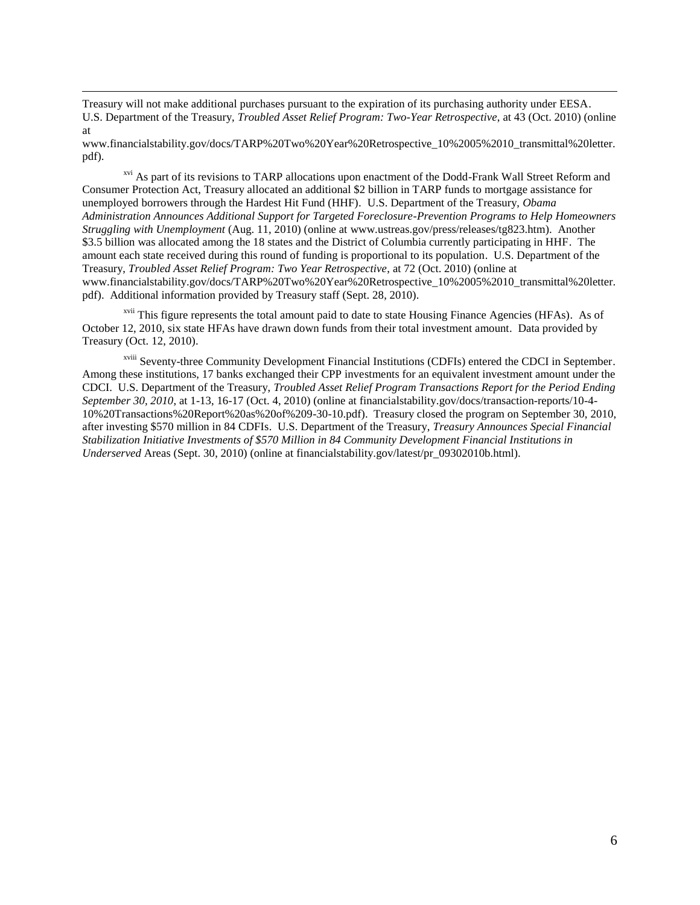Treasury will not make additional purchases pursuant to the expiration of its purchasing authority under EESA. U.S. Department of the Treasury, *Troubled Asset Relief Program: Two-Year Retrospective*, at 43 (Oct. 2010) (online at www.financialstability.gov/docs/TARP%20Two%20Year%20Retrospective_10%2005%2010_transmittal%20letter.pdf).

[xvi] As part of its revisions to TARP allocations upon enactment of the Dodd-Frank Wall Street Reform and Consumer Protection Act, Treasury allocated an additional $2 billion in TARP funds to mortgage assistance for unemployed borrowers through the Hardest Hit Fund (HHF). U.S. Department of the Treasury, *Obama Administration Announces Additional Support for Targeted Foreclosure-Prevention Programs to Help Homeowners Struggling with Unemployment* (Aug. 11, 2010) (online at www.ustreas.gov/press/releases/tg823.htm). Another $3.5 billion was allocated among the 18 states and the District of Columbia currently participating in HHF. The amount each state received during this round of funding is proportional to its population. U.S. Department of the Treasury, *Troubled Asset Relief Program: Two Year Retrospective*, at 72 (Oct. 2010) (online at www.financialstability.gov/docs/TARP%20Two%20Year%20Retrospective_10%2005%2010_transmittal%20letter.pdf). Additional information provided by Treasury staff (Sept. 28, 2010).

[xvii] This figure represents the total amount paid to date to state Housing Finance Agencies (HFAs). As of October 12, 2010, six state HFAs have drawn down funds from their total investment amount. Data provided by Treasury (Oct. 12, 2010).

[xviii] Seventy-three Community Development Financial Institutions (CDFIs) entered the CDCI in September. Among these institutions, 17 banks exchanged their CPP investments for an equivalent investment amount under the CDCI. U.S. Department of the Treasury, *Troubled Asset Relief Program Transactions Report for the Period Ending September 30, 2010*, at 1-13, 16-17 (Oct. 4, 2010) (online at financialstability.gov/docs/transaction-reports/10-4-10%20Transactions%20Report%20as%20of%209-30-10.pdf). Treasury closed the program on September 30, 2010, after investing $570 million in 84 CDFIs. U.S. Department of the Treasury, *Treasury Announces Special Financial Stabilization Initiative Investments of $570 Million in 84 Community Development Financial Institutions in Underserved* Areas (Sept. 30, 2010) (online at financialstability.gov/latest/pr_09302010b.html).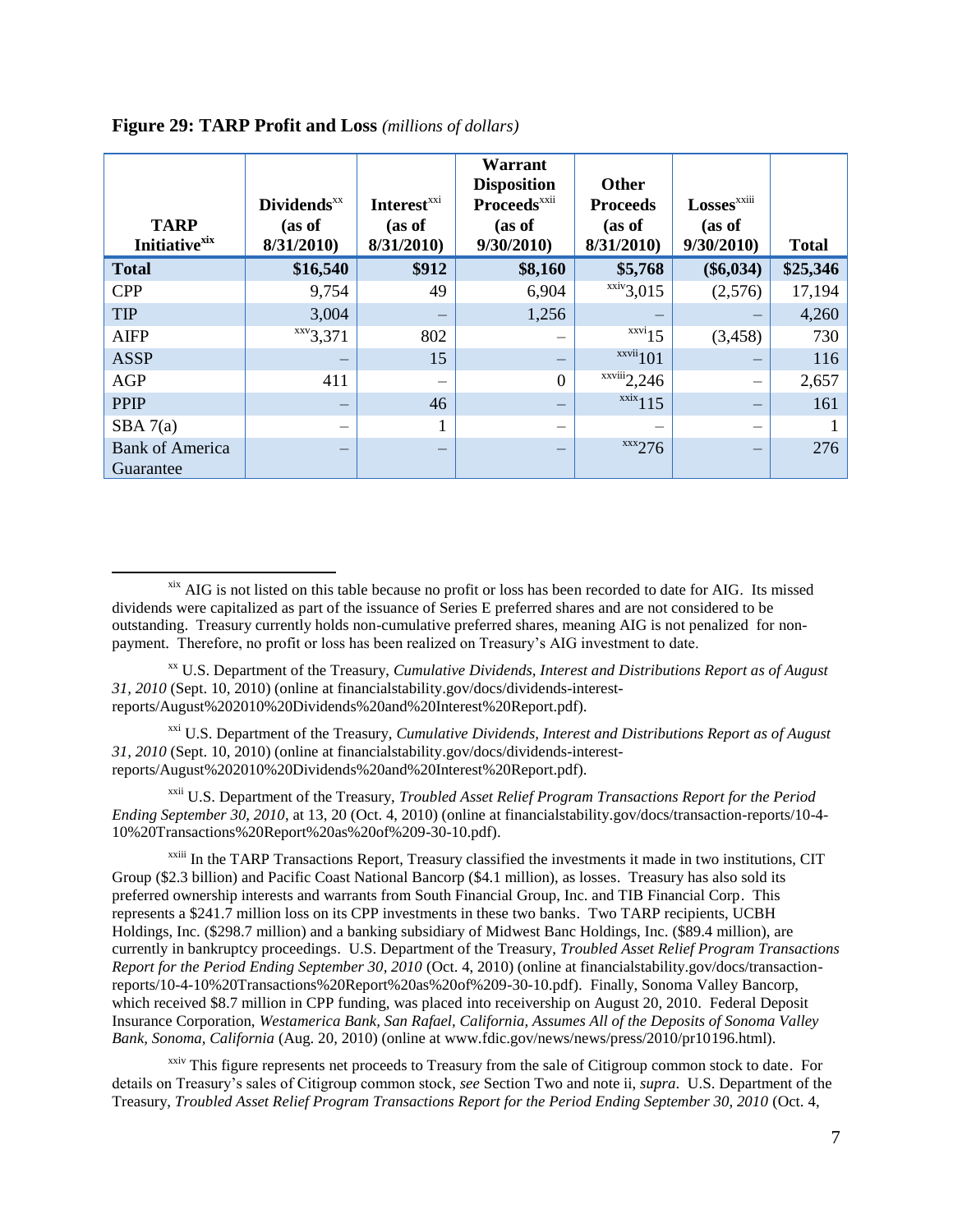**Figure 29: TARP Profit and Loss** *(millions of dollars)*

| TARP Initiative[xix] | Dividends[xx] (as of 8/31/2010) | Interest[xxi] (as of 8/31/2010) | Warrant Disposition Proceeds[xxii] (as of 9/30/2010) | Other Proceeds (as of 8/31/2010) | Losses[xxiii] (as of 9/30/2010) | Total |
|---|---|---|---|---|---|---|
| **Total** | **$16,540** | **$912** | **$8,160** | **$5,768** | **($6,034)** | **$25,346** |
| CPP | 9,754 | 49 | 6,904 | [xxiv]3,015 | (2,576) | 17,194 |
| TIP | 3,004 | – | 1,256 | – | – | 4,260 |
| AIFP | [xxv]3,371 | 802 | – | [xxvi]15 | (3,458) | 730 |
| ASSP | – | 15 | – | [xxvii]101 | – | 116 |
| AGP | 411 | – | 0 | [xxviii]2,246 | – | 2,657 |
| PPIP | – | 46 | – | [xxix]115 | – | 161 |
| SBA 7(a) | – | 1 | – | – | – | 1 |
| Bank of America Guarantee | – | – | – | [xxx]276 | – | 276 |

---

[xix] AIG is not listed on this table because no profit or loss has been recorded to date for AIG. Its missed dividends were capitalized as part of the issuance of Series E preferred shares and are not considered to be outstanding. Treasury currently holds non-cumulative preferred shares, meaning AIG is not penalized for non-payment. Therefore, no profit or loss has been realized on Treasury's AIG investment to date.

[xx] U.S. Department of the Treasury, *Cumulative Dividends, Interest and Distributions Report as of August 31, 2010* (Sept. 10, 2010) (online at financialstability.gov/docs/dividends-interest-reports/August%202010%20Dividends%20and%20Interest%20Report.pdf).

[xxi] U.S. Department of the Treasury, *Cumulative Dividends, Interest and Distributions Report as of August 31, 2010* (Sept. 10, 2010) (online at financialstability.gov/docs/dividends-interest-reports/August%202010%20Dividends%20and%20Interest%20Report.pdf).

[xxii] U.S. Department of the Treasury, *Troubled Asset Relief Program Transactions Report for the Period Ending September 30, 2010*, at 13, 20 (Oct. 4, 2010) (online at financialstability.gov/docs/transaction-reports/10-4-10%20Transactions%20Report%20as%20of%209-30-10.pdf).

[xxiii] In the TARP Transactions Report, Treasury classified the investments it made in two institutions, CIT Group ($2.3 billion) and Pacific Coast National Bancorp ($4.1 million), as losses. Treasury has also sold its preferred ownership interests and warrants from South Financial Group, Inc. and TIB Financial Corp. This represents a $241.7 million loss on its CPP investments in these two banks. Two TARP recipients, UCBH Holdings, Inc. ($298.7 million) and a banking subsidiary of Midwest Banc Holdings, Inc. ($89.4 million), are currently in bankruptcy proceedings. U.S. Department of the Treasury, *Troubled Asset Relief Program Transactions Report for the Period Ending September 30, 2010* (Oct. 4, 2010) (online at financialstability.gov/docs/transaction-reports/10-4-10%20Transactions%20Report%20as%20of%209-30-10.pdf). Finally, Sonoma Valley Bancorp, which received $8.7 million in CPP funding, was placed into receivership on August 20, 2010. Federal Deposit Insurance Corporation, *Westamerica Bank, San Rafael, California, Assumes All of the Deposits of Sonoma Valley Bank, Sonoma, California* (Aug. 20, 2010) (online at www.fdic.gov/news/news/press/2010/pr10196.html).

[xxiv] This figure represents net proceeds to Treasury from the sale of Citigroup common stock to date. For details on Treasury's sales of Citigroup common stock, *see* Section Two and note ii, *supra*. U.S. Department of the Treasury, *Troubled Asset Relief Program Transactions Report for the Period Ending September 30, 2010* (Oct. 4,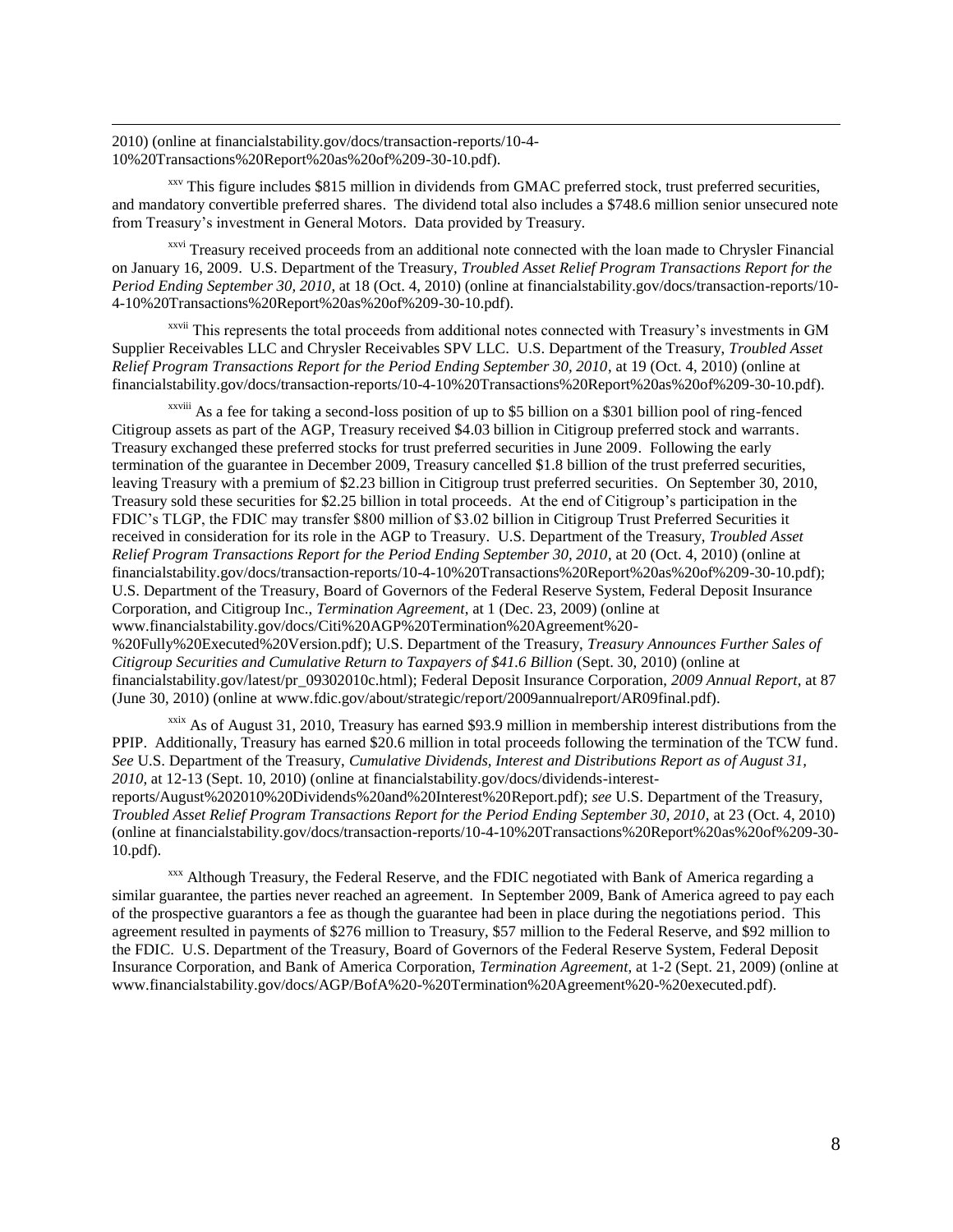2010) (online at financialstability.gov/docs/transaction-reports/10-4-10%20Transactions%20Report%20as%20of%209-30-10.pdf).

[xxv] This figure includes $815 million in dividends from GMAC preferred stock, trust preferred securities, and mandatory convertible preferred shares. The dividend total also includes a $748.6 million senior unsecured note from Treasury's investment in General Motors. Data provided by Treasury.

[xxvi] Treasury received proceeds from an additional note connected with the loan made to Chrysler Financial on January 16, 2009. U.S. Department of the Treasury, *Troubled Asset Relief Program Transactions Report for the Period Ending September 30, 2010*, at 18 (Oct. 4, 2010) (online at financialstability.gov/docs/transaction-reports/10-4-10%20Transactions%20Report%20as%20of%209-30-10.pdf).

[xxvii] This represents the total proceeds from additional notes connected with Treasury's investments in GM Supplier Receivables LLC and Chrysler Receivables SPV LLC. U.S. Department of the Treasury, *Troubled Asset Relief Program Transactions Report for the Period Ending September 30, 2010*, at 19 (Oct. 4, 2010) (online at financialstability.gov/docs/transaction-reports/10-4-10%20Transactions%20Report%20as%20of%209-30-10.pdf).

[xxviii] As a fee for taking a second-loss position of up to $5 billion on a $301 billion pool of ring-fenced Citigroup assets as part of the AGP, Treasury received $4.03 billion in Citigroup preferred stock and warrants. Treasury exchanged these preferred stocks for trust preferred securities in June 2009. Following the early termination of the guarantee in December 2009, Treasury cancelled $1.8 billion of the trust preferred securities, leaving Treasury with a premium of $2.23 billion in Citigroup trust preferred securities. On September 30, 2010, Treasury sold these securities for $2.25 billion in total proceeds. At the end of Citigroup's participation in the FDIC's TLGP, the FDIC may transfer $800 million of $3.02 billion in Citigroup Trust Preferred Securities it received in consideration for its role in the AGP to Treasury. U.S. Department of the Treasury, *Troubled Asset Relief Program Transactions Report for the Period Ending September 30, 2010*, at 20 (Oct. 4, 2010) (online at financialstability.gov/docs/transaction-reports/10-4-10%20Transactions%20Report%20as%20of%209-30-10.pdf); U.S. Department of the Treasury, Board of Governors of the Federal Reserve System, Federal Deposit Insurance Corporation, and Citigroup Inc., *Termination Agreement*, at 1 (Dec. 23, 2009) (online at www.financialstability.gov/docs/Citi%20AGP%20Termination%20Agreement%20-%20Fully%20Executed%20Version.pdf); U.S. Department of the Treasury, *Treasury Announces Further Sales of Citigroup Securities and Cumulative Return to Taxpayers of $41.6 Billion* (Sept. 30, 2010) (online at financialstability.gov/latest/pr_09302010c.html); Federal Deposit Insurance Corporation, *2009 Annual Report*, at 87 (June 30, 2010) (online at www.fdic.gov/about/strategic/report/2009annualreport/AR09final.pdf).

[xxix] As of August 31, 2010, Treasury has earned $93.9 million in membership interest distributions from the PPIP. Additionally, Treasury has earned $20.6 million in total proceeds following the termination of the TCW fund. *See* U.S. Department of the Treasury, *Cumulative Dividends, Interest and Distributions Report as of August 31, 2010*, at 12-13 (Sept. 10, 2010) (online at financialstability.gov/docs/dividends-interest-reports/August%202010%20Dividends%20and%20Interest%20Report.pdf); *see* U.S. Department of the Treasury, *Troubled Asset Relief Program Transactions Report for the Period Ending September 30, 2010*, at 23 (Oct. 4, 2010) (online at financialstability.gov/docs/transaction-reports/10-4-10%20Transactions%20Report%20as%20of%209-30-10.pdf).

[xxx] Although Treasury, the Federal Reserve, and the FDIC negotiated with Bank of America regarding a similar guarantee, the parties never reached an agreement. In September 2009, Bank of America agreed to pay each of the prospective guarantors a fee as though the guarantee had been in place during the negotiations period. This agreement resulted in payments of $276 million to Treasury, $57 million to the Federal Reserve, and $92 million to the FDIC. U.S. Department of the Treasury, Board of Governors of the Federal Reserve System, Federal Deposit Insurance Corporation, and Bank of America Corporation, *Termination Agreement*, at 1-2 (Sept. 21, 2009) (online at www.financialstability.gov/docs/AGP/BofA%20-%20Termination%20Agreement%20-%20executed.pdf).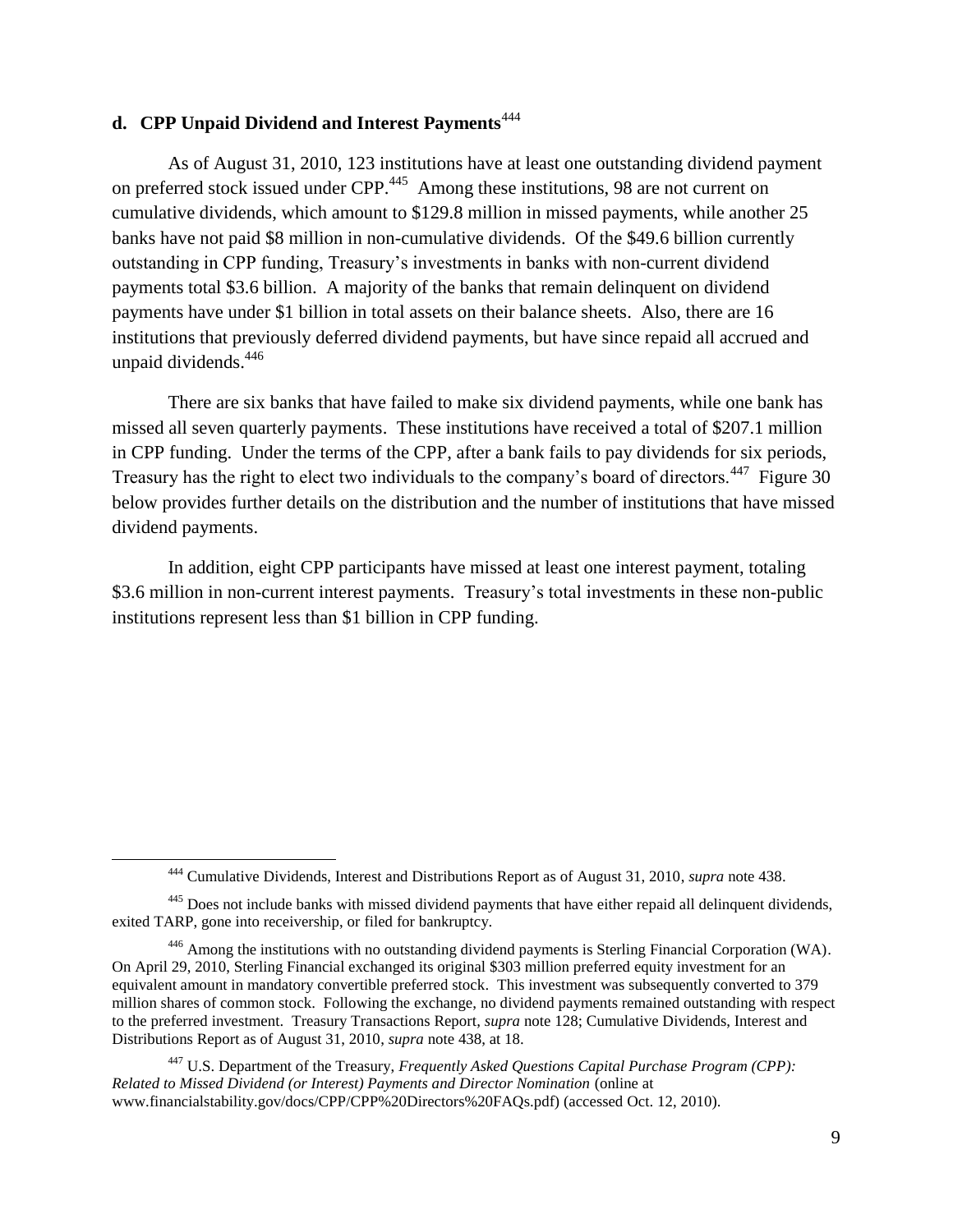#### d. CPP Unpaid Dividend and Interest Payments[444]

As of August 31, 2010, 123 institutions have at least one outstanding dividend payment on preferred stock issued under CPP.[445] Among these institutions, 98 are not current on cumulative dividends, which amount to $129.8 million in missed payments, while another 25 banks have not paid $8 million in non-cumulative dividends. Of the $49.6 billion currently outstanding in CPP funding, Treasury's investments in banks with non-current dividend payments total $3.6 billion. A majority of the banks that remain delinquent on dividend payments have under $1 billion in total assets on their balance sheets. Also, there are 16 institutions that previously deferred dividend payments, but have since repaid all accrued and unpaid dividends.[446]

There are six banks that have failed to make six dividend payments, while one bank has missed all seven quarterly payments. These institutions have received a total of $207.1 million in CPP funding. Under the terms of the CPP, after a bank fails to pay dividends for six periods, Treasury has the right to elect two individuals to the company's board of directors.[447] Figure 30 below provides further details on the distribution and the number of institutions that have missed dividend payments.

In addition, eight CPP participants have missed at least one interest payment, totaling $3.6 million in non-current interest payments. Treasury's total investments in these non-public institutions represent less than $1 billion in CPP funding.

---

[444] Cumulative Dividends, Interest and Distributions Report as of August 31, 2010, *supra* note 438.

[445] Does not include banks with missed dividend payments that have either repaid all delinquent dividends, exited TARP, gone into receivership, or filed for bankruptcy.

[446] Among the institutions with no outstanding dividend payments is Sterling Financial Corporation (WA). On April 29, 2010, Sterling Financial exchanged its original $303 million preferred equity investment for an equivalent amount in mandatory convertible preferred stock. This investment was subsequently converted to 379 million shares of common stock. Following the exchange, no dividend payments remained outstanding with respect to the preferred investment. Treasury Transactions Report, *supra* note 128; Cumulative Dividends, Interest and Distributions Report as of August 31, 2010, *supra* note 438, at 18.

[447] U.S. Department of the Treasury, *Frequently Asked Questions Capital Purchase Program (CPP): Related to Missed Dividend (or Interest) Payments and Director Nomination* (online at www.financialstability.gov/docs/CPP/CPP%20Directors%20FAQs.pdf) (accessed Oct. 12, 2010).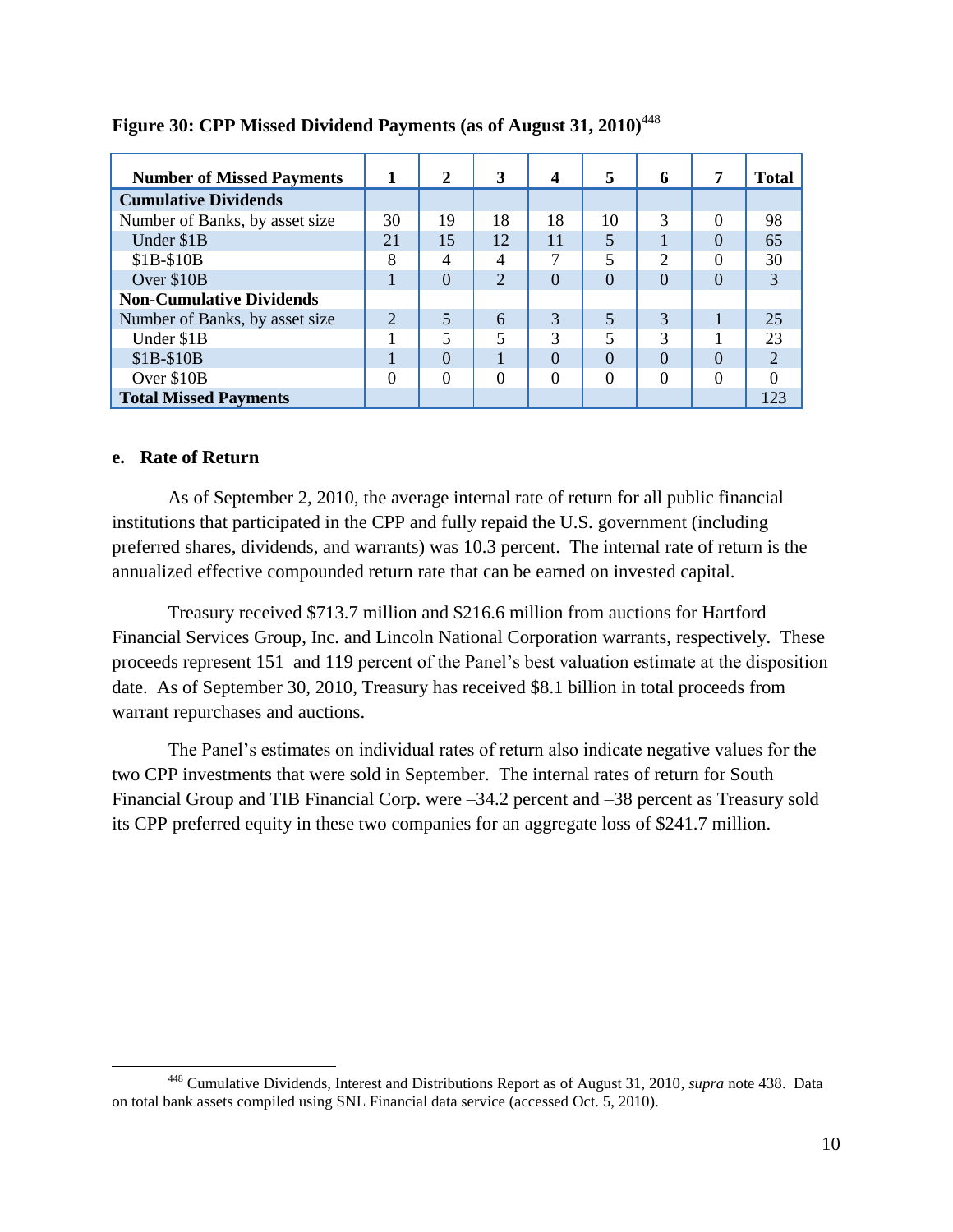**Figure 30: CPP Missed Dividend Payments (as of August 31, 2010)**[448]

| Number of Missed Payments | 1 | 2 | 3 | 4 | 5 | 6 | 7 | Total |
|---|---|---|---|---|---|---|---|---|
| **Cumulative Dividends** | | | | | | | | |
| Number of Banks, by asset size | 30 | 19 | 18 | 18 | 10 | 3 | 0 | 98 |
| Under $1B | 21 | 15 | 12 | 11 | 5 | 1 | 0 | 65 |
| $1B-$10B | 8 | 4 | 4 | 7 | 5 | 2 | 0 | 30 |
| Over $10B | 1 | 0 | 2 | 0 | 0 | 0 | 0 | 3 |
| **Non-Cumulative Dividends** | | | | | | | | |
| Number of Banks, by asset size | 2 | 5 | 6 | 3 | 5 | 3 | 1 | 25 |
| Under $1B | 1 | 5 | 5 | 3 | 5 | 3 | 1 | 23 |
| $1B-$10B | 1 | 0 | 1 | 0 | 0 | 0 | 0 | 2 |
| Over $10B | 0 | 0 | 0 | 0 | 0 | 0 | 0 | 0 |
| **Total Missed Payments** | | | | | | | | 123 |

**e. Rate of Return**

As of September 2, 2010, the average internal rate of return for all public financial institutions that participated in the CPP and fully repaid the U.S. government (including preferred shares, dividends, and warrants) was 10.3 percent. The internal rate of return is the annualized effective compounded return rate that can be earned on invested capital.

Treasury received $713.7 million and $216.6 million from auctions for Hartford Financial Services Group, Inc. and Lincoln National Corporation warrants, respectively. These proceeds represent 151 and 119 percent of the Panel's best valuation estimate at the disposition date. As of September 30, 2010, Treasury has received $8.1 billion in total proceeds from warrant repurchases and auctions.

The Panel's estimates on individual rates of return also indicate negative values for the two CPP investments that were sold in September. The internal rates of return for South Financial Group and TIB Financial Corp. were –34.2 percent and –38 percent as Treasury sold its CPP preferred equity in these two companies for an aggregate loss of $241.7 million.

[448] Cumulative Dividends, Interest and Distributions Report as of August 31, 2010, *supra* note 438. Data on total bank assets compiled using SNL Financial data service (accessed Oct. 5, 2010).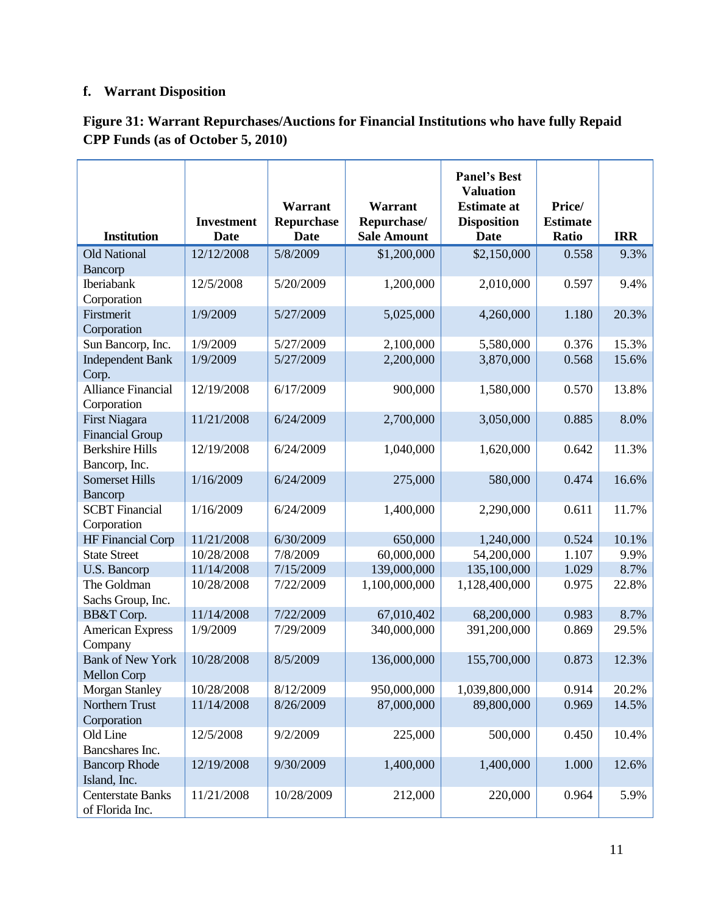### f. Warrant Disposition

**Figure 31: Warrant Repurchases/Auctions for Financial Institutions who have fully Repaid CPP Funds (as of October 5, 2010)**

| Institution | Investment Date | Warrant Repurchase Date | Warrant Repurchase/ Sale Amount | Panel's Best Valuation Estimate at Disposition Date | Price/ Estimate Ratio | IRR |
|---|---|---|---|---|---|---|
| Old National Bancorp | 12/12/2008 | 5/8/2009 | $1,200,000 | $2,150,000 | 0.558 | 9.3% |
| Iberiabank Corporation | 12/5/2008 | 5/20/2009 | 1,200,000 | 2,010,000 | 0.597 | 9.4% |
| Firstmerit Corporation | 1/9/2009 | 5/27/2009 | 5,025,000 | 4,260,000 | 1.180 | 20.3% |
| Sun Bancorp, Inc. | 1/9/2009 | 5/27/2009 | 2,100,000 | 5,580,000 | 0.376 | 15.3% |
| Independent Bank Corp. | 1/9/2009 | 5/27/2009 | 2,200,000 | 3,870,000 | 0.568 | 15.6% |
| Alliance Financial Corporation | 12/19/2008 | 6/17/2009 | 900,000 | 1,580,000 | 0.570 | 13.8% |
| First Niagara Financial Group | 11/21/2008 | 6/24/2009 | 2,700,000 | 3,050,000 | 0.885 | 8.0% |
| Berkshire Hills Bancorp, Inc. | 12/19/2008 | 6/24/2009 | 1,040,000 | 1,620,000 | 0.642 | 11.3% |
| Somerset Hills Bancorp | 1/16/2009 | 6/24/2009 | 275,000 | 580,000 | 0.474 | 16.6% |
| SCBT Financial Corporation | 1/16/2009 | 6/24/2009 | 1,400,000 | 2,290,000 | 0.611 | 11.7% |
| HF Financial Corp | 11/21/2008 | 6/30/2009 | 650,000 | 1,240,000 | 0.524 | 10.1% |
| State Street | 10/28/2008 | 7/8/2009 | 60,000,000 | 54,200,000 | 1.107 | 9.9% |
| U.S. Bancorp | 11/14/2008 | 7/15/2009 | 139,000,000 | 135,100,000 | 1.029 | 8.7% |
| The Goldman Sachs Group, Inc. | 10/28/2008 | 7/22/2009 | 1,100,000,000 | 1,128,400,000 | 0.975 | 22.8% |
| BB&T Corp. | 11/14/2008 | 7/22/2009 | 67,010,402 | 68,200,000 | 0.983 | 8.7% |
| American Express Company | 1/9/2009 | 7/29/2009 | 340,000,000 | 391,200,000 | 0.869 | 29.5% |
| Bank of New York Mellon Corp | 10/28/2008 | 8/5/2009 | 136,000,000 | 155,700,000 | 0.873 | 12.3% |
| Morgan Stanley | 10/28/2008 | 8/12/2009 | 950,000,000 | 1,039,800,000 | 0.914 | 20.2% |
| Northern Trust Corporation | 11/14/2008 | 8/26/2009 | 87,000,000 | 89,800,000 | 0.969 | 14.5% |
| Old Line Bancshares Inc. | 12/5/2008 | 9/2/2009 | 225,000 | 500,000 | 0.450 | 10.4% |
| Bancorp Rhode Island, Inc. | 12/19/2008 | 9/30/2009 | 1,400,000 | 1,400,000 | 1.000 | 12.6% |
| Centerstate Banks of Florida Inc. | 11/21/2008 | 10/28/2009 | 212,000 | 220,000 | 0.964 | 5.9% |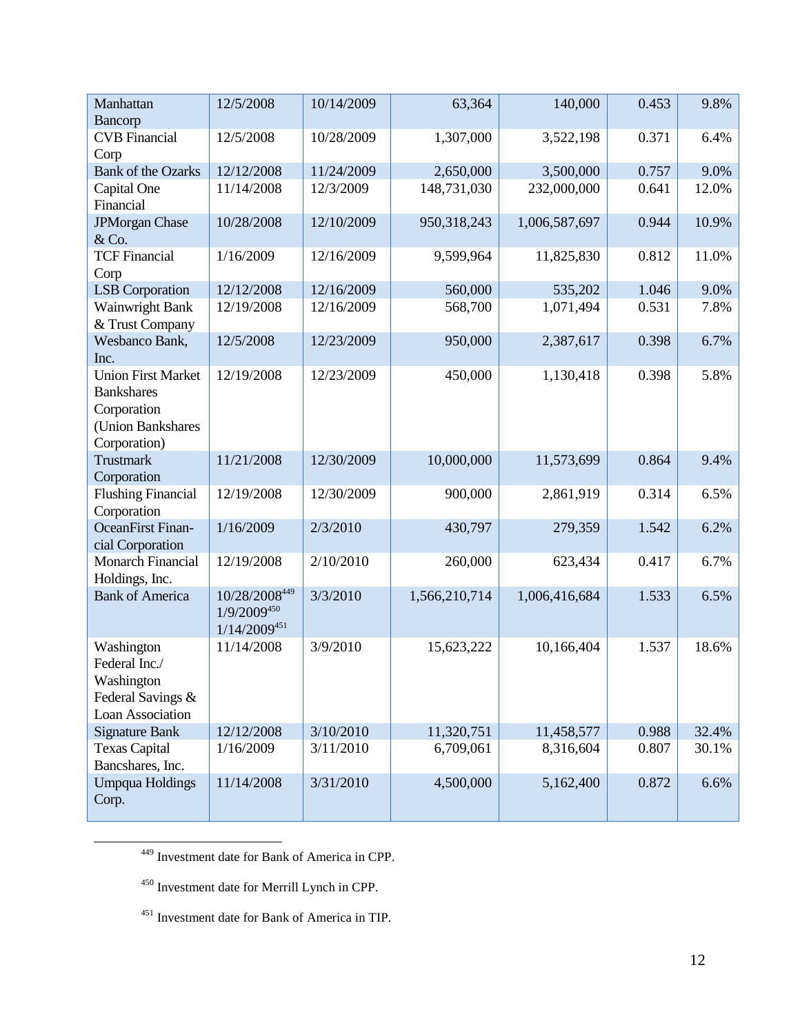| Manhattan Bancorp | 12/5/2008 | 10/14/2009 | 63,364 | 140,000 | 0.453 | 9.8% |
|---|---|---|---|---|---|---|
| CVB Financial Corp | 12/5/2008 | 10/28/2009 | 1,307,000 | 3,522,198 | 0.371 | 6.4% |
| Bank of the Ozarks | 12/12/2008 | 11/24/2009 | 2,650,000 | 3,500,000 | 0.757 | 9.0% |
| Capital One Financial | 11/14/2008 | 12/3/2009 | 148,731,030 | 232,000,000 | 0.641 | 12.0% |
| JPMorgan Chase & Co. | 10/28/2008 | 12/10/2009 | 950,318,243 | 1,006,587,697 | 0.944 | 10.9% |
| TCF Financial Corp | 1/16/2009 | 12/16/2009 | 9,599,964 | 11,825,830 | 0.812 | 11.0% |
| LSB Corporation | 12/12/2008 | 12/16/2009 | 560,000 | 535,202 | 1.046 | 9.0% |
| Wainwright Bank & Trust Company | 12/19/2008 | 12/16/2009 | 568,700 | 1,071,494 | 0.531 | 7.8% |
| Wesbanco Bank, Inc. | 12/5/2008 | 12/23/2009 | 950,000 | 2,387,617 | 0.398 | 6.7% |
| Union First Market Bankshares Corporation (Union Bankshares Corporation) | 12/19/2008 | 12/23/2009 | 450,000 | 1,130,418 | 0.398 | 5.8% |
| Trustmark Corporation | 11/21/2008 | 12/30/2009 | 10,000,000 | 11,573,699 | 0.864 | 9.4% |
| Flushing Financial Corporation | 12/19/2008 | 12/30/2009 | 900,000 | 2,861,919 | 0.314 | 6.5% |
| OceanFirst Financial Corporation | 1/16/2009 | 2/3/2010 | 430,797 | 279,359 | 1.542 | 6.2% |
| Monarch Financial Holdings, Inc. | 12/19/2008 | 2/10/2010 | 260,000 | 623,434 | 0.417 | 6.7% |
| Bank of America | 10/28/2008[449] 1/9/2009[450] 1/14/2009[451] | 3/3/2010 | 1,566,210,714 | 1,006,416,684 | 1.533 | 6.5% |
| Washington Federal Inc./ Washington Federal Savings & Loan Association | 11/14/2008 | 3/9/2010 | 15,623,222 | 10,166,404 | 1.537 | 18.6% |
| Signature Bank | 12/12/2008 | 3/10/2010 | 11,320,751 | 11,458,577 | 0.988 | 32.4% |
| Texas Capital Bancshares, Inc. | 1/16/2009 | 3/11/2010 | 6,709,061 | 8,316,604 | 0.807 | 30.1% |
| Umpqua Holdings Corp. | 11/14/2008 | 3/31/2010 | 4,500,000 | 5,162,400 | 0.872 | 6.6% |

[449] Investment date for Bank of America in CPP.

[450] Investment date for Merrill Lynch in CPP.

[451] Investment date for Bank of America in TIP.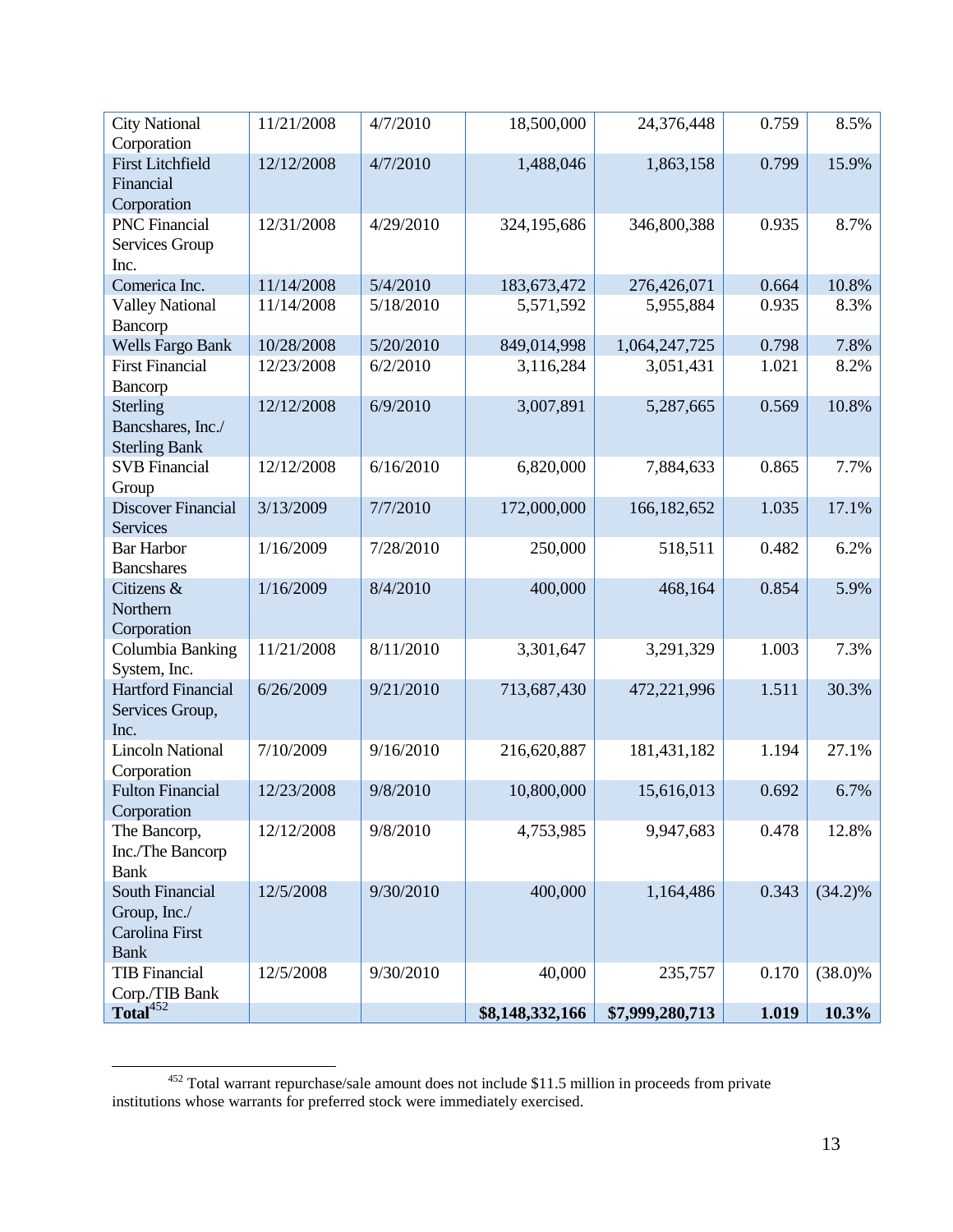| City National Corporation | 11/21/2008 | 4/7/2010 | 18,500,000 | 24,376,448 | 0.759 | 8.5% |
|---|---|---|---|---|---|---|
| First Litchfield Financial Corporation | 12/12/2008 | 4/7/2010 | 1,488,046 | 1,863,158 | 0.799 | 15.9% |
| PNC Financial Services Group Inc. | 12/31/2008 | 4/29/2010 | 324,195,686 | 346,800,388 | 0.935 | 8.7% |
| Comerica Inc. | 11/14/2008 | 5/4/2010 | 183,673,472 | 276,426,071 | 0.664 | 10.8% |
| Valley National Bancorp | 11/14/2008 | 5/18/2010 | 5,571,592 | 5,955,884 | 0.935 | 8.3% |
| Wells Fargo Bank | 10/28/2008 | 5/20/2010 | 849,014,998 | 1,064,247,725 | 0.798 | 7.8% |
| First Financial Bancorp | 12/23/2008 | 6/2/2010 | 3,116,284 | 3,051,431 | 1.021 | 8.2% |
| Sterling Bancshares, Inc./ Sterling Bank | 12/12/2008 | 6/9/2010 | 3,007,891 | 5,287,665 | 0.569 | 10.8% |
| SVB Financial Group | 12/12/2008 | 6/16/2010 | 6,820,000 | 7,884,633 | 0.865 | 7.7% |
| Discover Financial Services | 3/13/2009 | 7/7/2010 | 172,000,000 | 166,182,652 | 1.035 | 17.1% |
| Bar Harbor Bancshares | 1/16/2009 | 7/28/2010 | 250,000 | 518,511 | 0.482 | 6.2% |
| Citizens & Northern Corporation | 1/16/2009 | 8/4/2010 | 400,000 | 468,164 | 0.854 | 5.9% |
| Columbia Banking System, Inc. | 11/21/2008 | 8/11/2010 | 3,301,647 | 3,291,329 | 1.003 | 7.3% |
| Hartford Financial Services Group, Inc. | 6/26/2009 | 9/21/2010 | 713,687,430 | 472,221,996 | 1.511 | 30.3% |
| Lincoln National Corporation | 7/10/2009 | 9/16/2010 | 216,620,887 | 181,431,182 | 1.194 | 27.1% |
| Fulton Financial Corporation | 12/23/2008 | 9/8/2010 | 10,800,000 | 15,616,013 | 0.692 | 6.7% |
| The Bancorp, Inc./The Bancorp Bank | 12/12/2008 | 9/8/2010 | 4,753,985 | 9,947,683 | 0.478 | 12.8% |
| South Financial Group, Inc./ Carolina First Bank | 12/5/2008 | 9/30/2010 | 400,000 | 1,164,486 | 0.343 | (34.2)% |
| TIB Financial Corp./TIB Bank | 12/5/2008 | 9/30/2010 | 40,000 | 235,757 | 0.170 | (38.0)% |
| **Total**[452] | | | **$8,148,332,166** | **$7,999,280,713** | **1.019** | **10.3%** |

[452] Total warrant repurchase/sale amount does not include $11.5 million in proceeds from private institutions whose warrants for preferred stock were immediately exercised.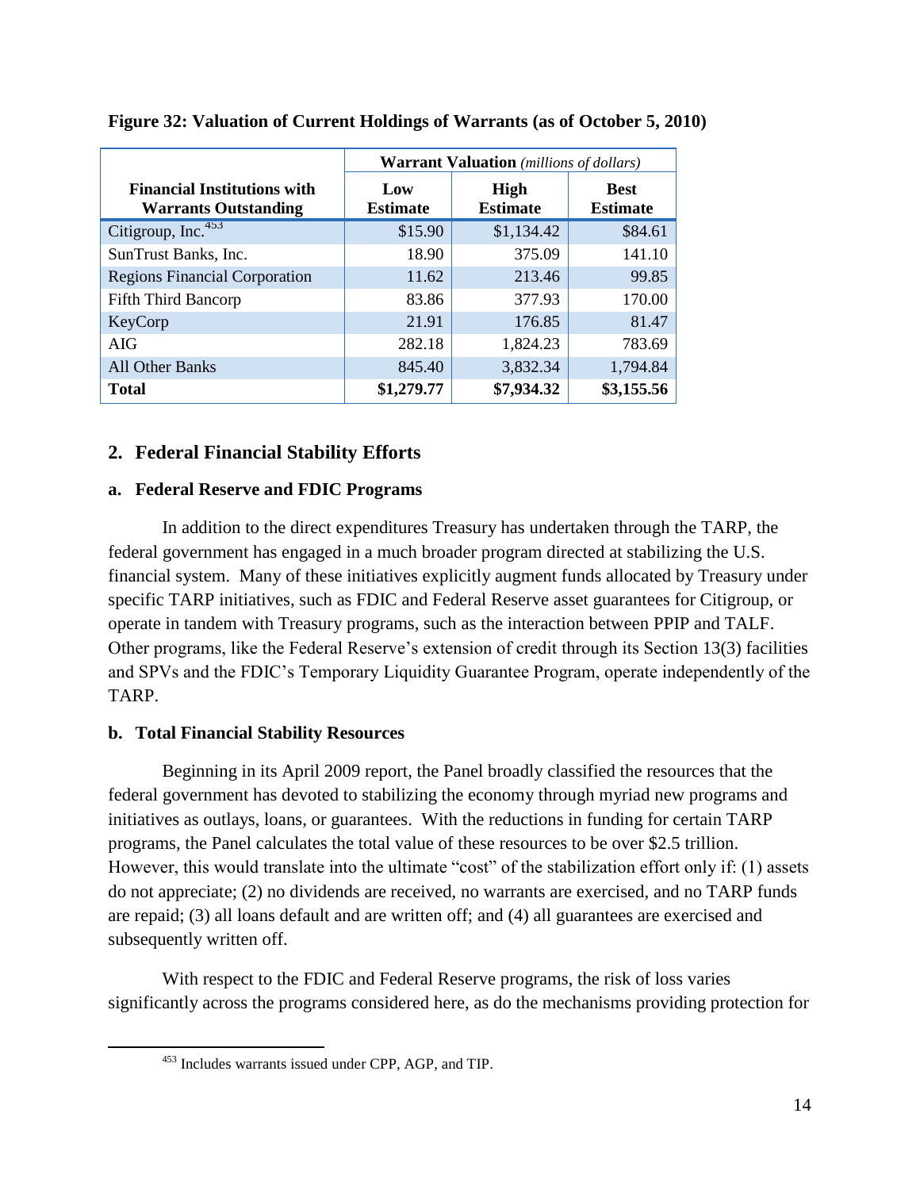**Figure 32: Valuation of Current Holdings of Warrants (as of October 5, 2010)**

| Financial Institutions with Warrants Outstanding | **Warrant Valuation** *(millions of dollars)* | | |
|---|---|---|---|
| | **Low Estimate** | **High Estimate** | **Best Estimate** |
| Citigroup, Inc.[453] | $15.90 | $1,134.42 | $84.61 |
| SunTrust Banks, Inc. | 18.90 | 375.09 | 141.10 |
| Regions Financial Corporation | 11.62 | 213.46 | 99.85 |
| Fifth Third Bancorp | 83.86 | 377.93 | 170.00 |
| KeyCorp | 21.91 | 176.85 | 81.47 |
| AIG | 282.18 | 1,824.23 | 783.69 |
| All Other Banks | 845.40 | 3,832.34 | 1,794.84 |
| **Total** | **$1,279.77** | **$7,934.32** | **$3,155.56** |

## 2. Federal Financial Stability Efforts

### a. Federal Reserve and FDIC Programs

In addition to the direct expenditures Treasury has undertaken through the TARP, the federal government has engaged in a much broader program directed at stabilizing the U.S. financial system. Many of these initiatives explicitly augment funds allocated by Treasury under specific TARP initiatives, such as FDIC and Federal Reserve asset guarantees for Citigroup, or operate in tandem with Treasury programs, such as the interaction between PPIP and TALF. Other programs, like the Federal Reserve's extension of credit through its Section 13(3) facilities and SPVs and the FDIC's Temporary Liquidity Guarantee Program, operate independently of the TARP.

### b. Total Financial Stability Resources

Beginning in its April 2009 report, the Panel broadly classified the resources that the federal government has devoted to stabilizing the economy through myriad new programs and initiatives as outlays, loans, or guarantees. With the reductions in funding for certain TARP programs, the Panel calculates the total value of these resources to be over $2.5 trillion. However, this would translate into the ultimate "cost" of the stabilization effort only if: (1) assets do not appreciate; (2) no dividends are received, no warrants are exercised, and no TARP funds are repaid; (3) all loans default and are written off; and (4) all guarantees are exercised and subsequently written off.

With respect to the FDIC and Federal Reserve programs, the risk of loss varies significantly across the programs considered here, as do the mechanisms providing protection for

[453] Includes warrants issued under CPP, AGP, and TIP.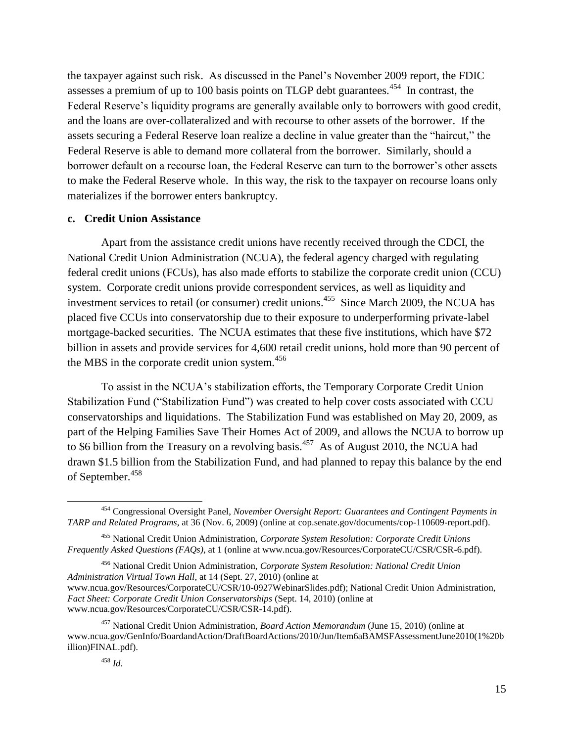the taxpayer against such risk. As discussed in the Panel's November 2009 report, the FDIC assesses a premium of up to 100 basis points on TLGP debt guarantees.[454] In contrast, the Federal Reserve's liquidity programs are generally available only to borrowers with good credit, and the loans are over-collateralized and with recourse to other assets of the borrower. If the assets securing a Federal Reserve loan realize a decline in value greater than the "haircut," the Federal Reserve is able to demand more collateral from the borrower. Similarly, should a borrower default on a recourse loan, the Federal Reserve can turn to the borrower's other assets to make the Federal Reserve whole. In this way, the risk to the taxpayer on recourse loans only materializes if the borrower enters bankruptcy.

**c. Credit Union Assistance**

Apart from the assistance credit unions have recently received through the CDCI, the National Credit Union Administration (NCUA), the federal agency charged with regulating federal credit unions (FCUs), has also made efforts to stabilize the corporate credit union (CCU) system. Corporate credit unions provide correspondent services, as well as liquidity and investment services to retail (or consumer) credit unions.[455] Since March 2009, the NCUA has placed five CCUs into conservatorship due to their exposure to underperforming private-label mortgage-backed securities. The NCUA estimates that these five institutions, which have $72 billion in assets and provide services for 4,600 retail credit unions, hold more than 90 percent of the MBS in the corporate credit union system.[456]

To assist in the NCUA's stabilization efforts, the Temporary Corporate Credit Union Stabilization Fund ("Stabilization Fund") was created to help cover costs associated with CCU conservatorships and liquidations. The Stabilization Fund was established on May 20, 2009, as part of the Helping Families Save Their Homes Act of 2009, and allows the NCUA to borrow up to $6 billion from the Treasury on a revolving basis.[457] As of August 2010, the NCUA had drawn $1.5 billion from the Stabilization Fund, and had planned to repay this balance by the end of September.[458]

---

[454] Congressional Oversight Panel, *November Oversight Report: Guarantees and Contingent Payments in TARP and Related Programs*, at 36 (Nov. 6, 2009) (online at cop.senate.gov/documents/cop-110609-report.pdf).

[455] National Credit Union Administration, *Corporate System Resolution: Corporate Credit Unions Frequently Asked Questions (FAQs)*, at 1 (online at www.ncua.gov/Resources/CorporateCU/CSR/CSR-6.pdf).

[456] National Credit Union Administration, *Corporate System Resolution: National Credit Union Administration Virtual Town Hall*, at 14 (Sept. 27, 2010) (online at www.ncua.gov/Resources/CorporateCU/CSR/10-0927WebinarSlides.pdf); National Credit Union Administration, *Fact Sheet: Corporate Credit Union Conservatorships* (Sept. 14, 2010) (online at www.ncua.gov/Resources/CorporateCU/CSR/CSR-14.pdf).

[457] National Credit Union Administration, *Board Action Memorandum* (June 15, 2010) (online at www.ncua.gov/GenInfo/BoardandAction/DraftBoardActions/2010/Jun/Item6aBAMSFAssessmentJune2010(1%20billion)FINAL.pdf).

[458] *Id*.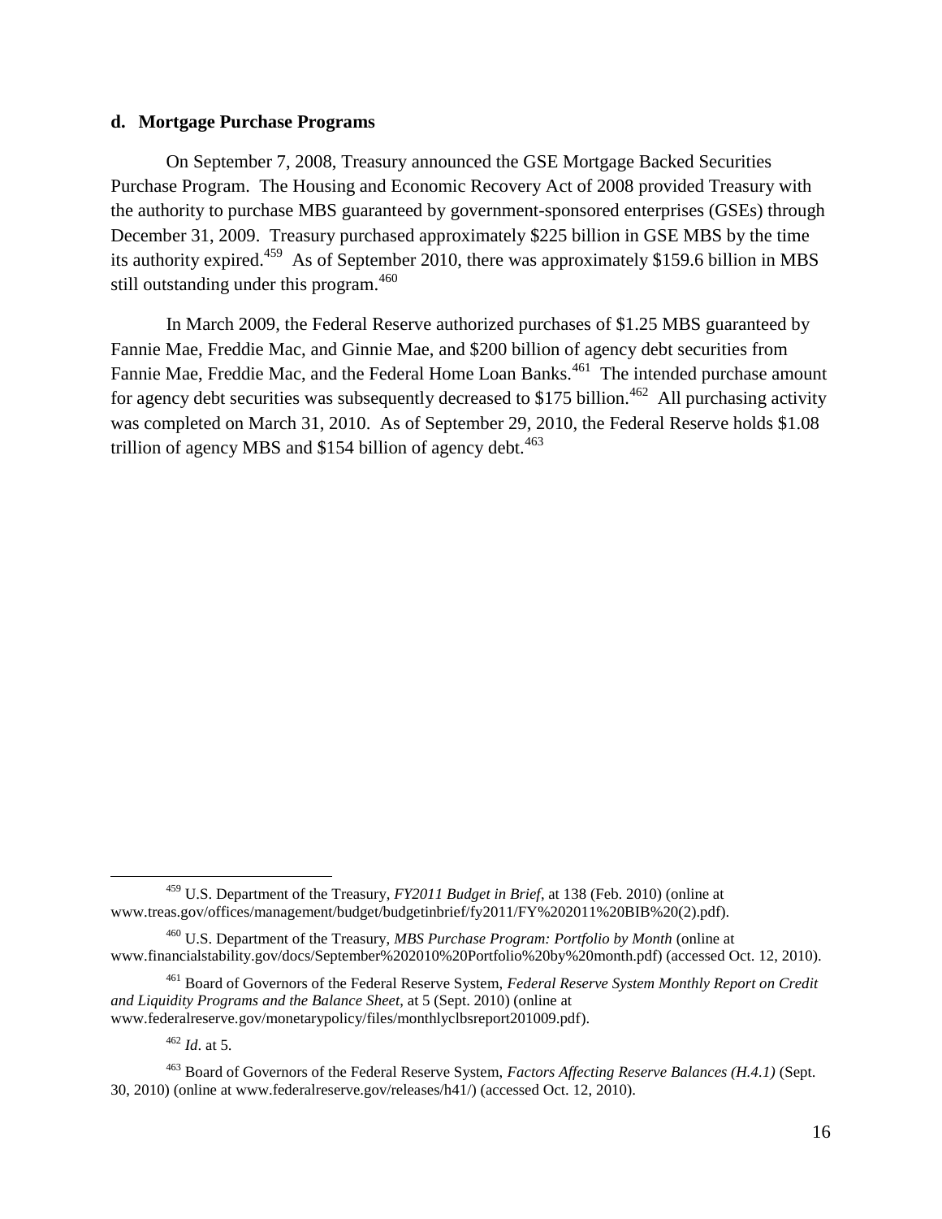#### d. Mortgage Purchase Programs

On September 7, 2008, Treasury announced the GSE Mortgage Backed Securities Purchase Program. The Housing and Economic Recovery Act of 2008 provided Treasury with the authority to purchase MBS guaranteed by government-sponsored enterprises (GSEs) through December 31, 2009. Treasury purchased approximately \$225 billion in GSE MBS by the time its authority expired.[459] As of September 2010, there was approximately \$159.6 billion in MBS still outstanding under this program.[460]

In March 2009, the Federal Reserve authorized purchases of \$1.25 MBS guaranteed by Fannie Mae, Freddie Mac, and Ginnie Mae, and \$200 billion of agency debt securities from Fannie Mae, Freddie Mac, and the Federal Home Loan Banks.[461] The intended purchase amount for agency debt securities was subsequently decreased to \$175 billion.[462] All purchasing activity was completed on March 31, 2010. As of September 29, 2010, the Federal Reserve holds \$1.08 trillion of agency MBS and \$154 billion of agency debt.[463]

---

[459] U.S. Department of the Treasury, *FY2011 Budget in Brief*, at 138 (Feb. 2010) (online at www.treas.gov/offices/management/budget/budgetinbrief/fy2011/FY%202011%20BIB%20(2).pdf).

[460] U.S. Department of the Treasury, *MBS Purchase Program: Portfolio by Month* (online at www.financialstability.gov/docs/September%202010%20Portfolio%20by%20month.pdf) (accessed Oct. 12, 2010).

[461] Board of Governors of the Federal Reserve System, *Federal Reserve System Monthly Report on Credit and Liquidity Programs and the Balance Sheet*, at 5 (Sept. 2010) (online at www.federalreserve.gov/monetarypolicy/files/monthlyclbsreport201009.pdf).

[462] *Id*. at 5.

[463] Board of Governors of the Federal Reserve System, *Factors Affecting Reserve Balances (H.4.1)* (Sept. 30, 2010) (online at www.federalreserve.gov/releases/h41/) (accessed Oct. 12, 2010).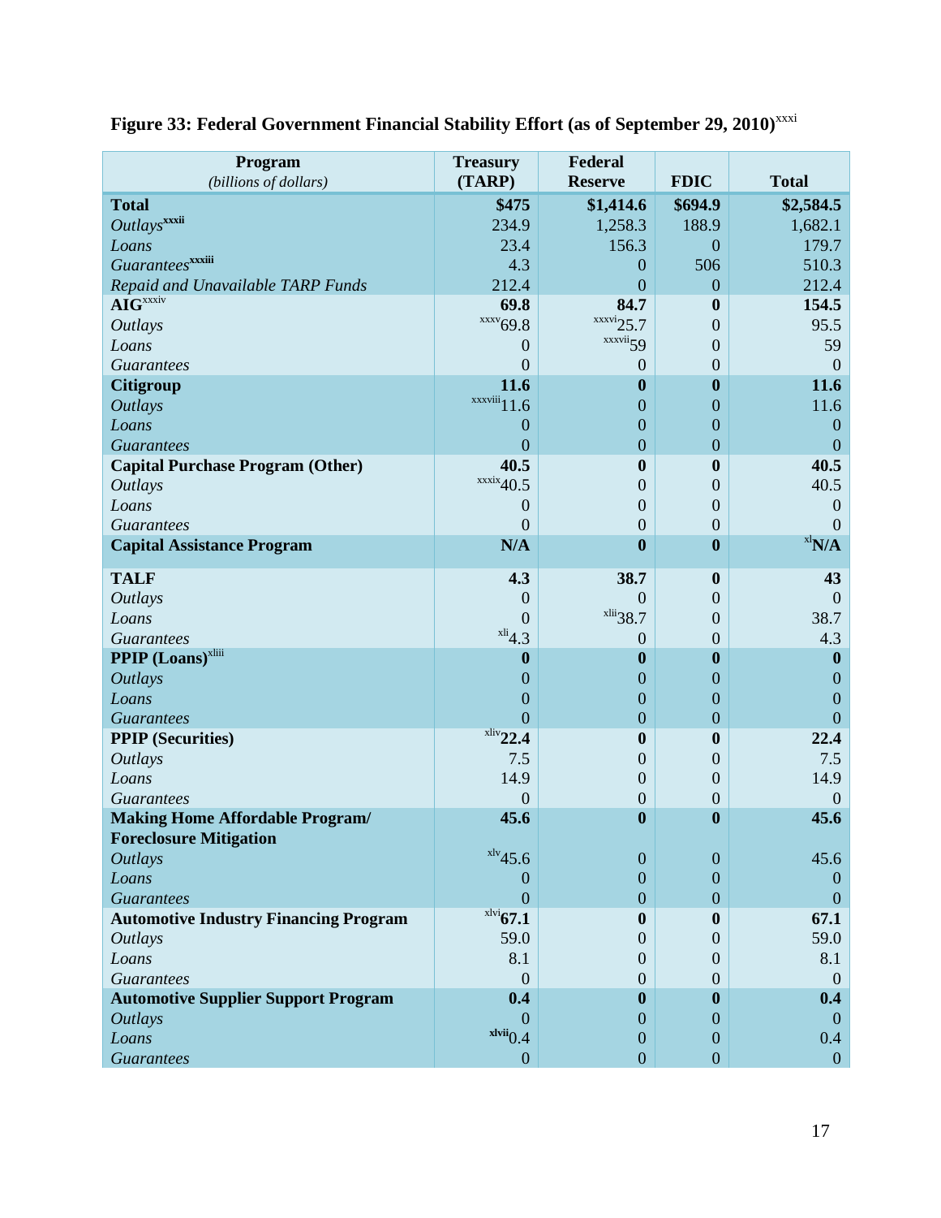**Figure 33: Federal Government Financial Stability Effort (as of September 29, 2010)**[xxxi]

| Program *(billions of dollars)* | Treasury (TARP) | Federal Reserve | FDIC | Total |
|---|---|---|---|---|
| **Total** | **$475** | **$1,414.6** | **$694.9** | **$2,584.5** |
| *Outlays*[xxxii] | 234.9 | 1,258.3 | 188.9 | 1,682.1 |
| *Loans* | 23.4 | 156.3 | 0 | 179.7 |
| *Guarantees*[xxxiii] | 4.3 | 0 | 506 | 510.3 |
| *Repaid and Unavailable TARP Funds* | 212.4 | 0 | 0 | 212.4 |
| **AIG**[xxxiv] | **69.8** | **84.7** | **0** | **154.5** |
| *Outlays* | [xxxv]69.8 | [xxxvi]25.7 | 0 | 95.5 |
| *Loans* | 0 | [xxxvii]59 | 0 | 59 |
| *Guarantees* | 0 | 0 | 0 | 0 |
| **Citigroup** | **11.6** | **0** | **0** | **11.6** |
| *Outlays* | [xxxviii]11.6 | 0 | 0 | 11.6 |
| *Loans* | 0 | 0 | 0 | 0 |
| *Guarantees* | 0 | 0 | 0 | 0 |
| **Capital Purchase Program (Other)** | **40.5** | **0** | **0** | **40.5** |
| *Outlays* | [xxxix]40.5 | 0 | 0 | 40.5 |
| *Loans* | 0 | 0 | 0 | 0 |
| *Guarantees* | 0 | 0 | 0 | 0 |
| **Capital Assistance Program** | **N/A** | **0** | **0** | [xl]**N/A** |
| **TALF** | **4.3** | **38.7** | **0** | **43** |
| *Outlays* | 0 | 0 | 0 | 0 |
| *Loans* | 0 | [xlii]38.7 | 0 | 38.7 |
| *Guarantees* | [xli]4.3 | 0 | 0 | 4.3 |
| **PPIP (Loans)**[xliii] | **0** | **0** | **0** | **0** |
| *Outlays* | 0 | 0 | 0 | 0 |
| *Loans* | 0 | 0 | 0 | 0 |
| *Guarantees* | 0 | 0 | 0 | 0 |
| **PPIP (Securities)** | [xliv]**22.4** | **0** | **0** | **22.4** |
| *Outlays* | 7.5 | 0 | 0 | 7.5 |
| *Loans* | 14.9 | 0 | 0 | 14.9 |
| *Guarantees* | 0 | 0 | 0 | 0 |
| **Making Home Affordable Program/ Foreclosure Mitigation** | **45.6** | **0** | **0** | **45.6** |
| *Outlays* | [xlv]45.6 | 0 | 0 | 45.6 |
| *Loans* | 0 | 0 | 0 | 0 |
| *Guarantees* | 0 | 0 | 0 | 0 |
| **Automotive Industry Financing Program** | [xlvi]**67.1** | **0** | **0** | **67.1** |
| *Outlays* | 59.0 | 0 | 0 | 59.0 |
| *Loans* | 8.1 | 0 | 0 | 8.1 |
| *Guarantees* | 0 | 0 | 0 | 0 |
| **Automotive Supplier Support Program** | **0.4** | **0** | **0** | **0.4** |
| *Outlays* | 0 | 0 | 0 | 0 |
| *Loans* | [xlvii]0.4 | 0 | 0 | 0.4 |
| *Guarantees* | 0 | 0 | 0 | 0 |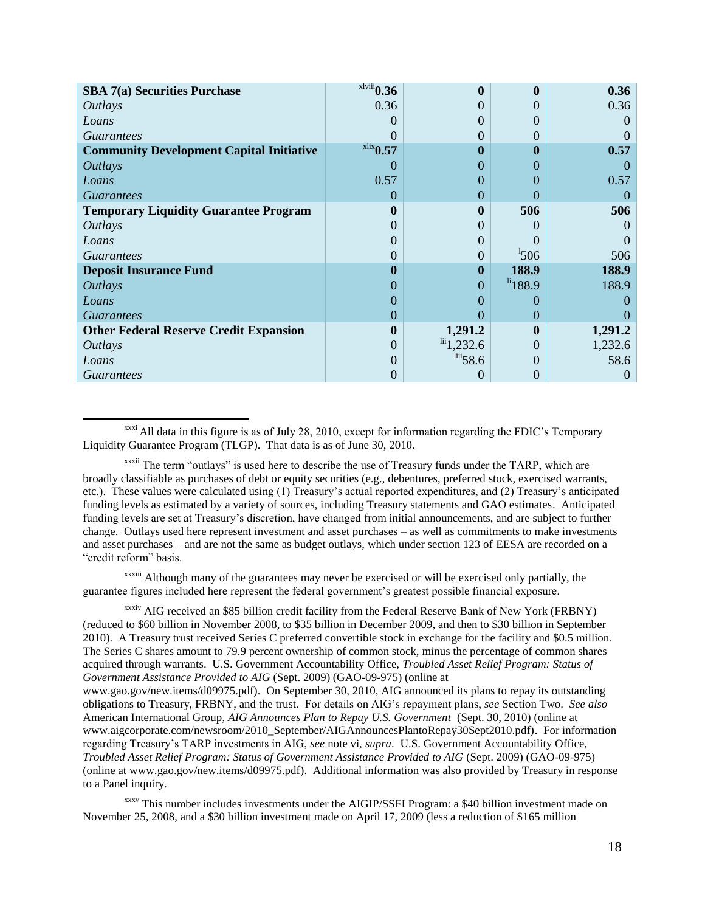| | | | | |
|---|---|---|---|---|
| **SBA 7(a) Securities Purchase** | [xlviii]**0.36** | **0** | **0** | **0.36** |
| *Outlays* | 0.36 | 0 | 0 | 0.36 |
| *Loans* | 0 | 0 | 0 | 0 |
| *Guarantees* | 0 | 0 | 0 | 0 |
| **Community Development Capital Initiative** | [xlix]**0.57** | **0** | **0** | **0.57** |
| *Outlays* | 0 | 0 | 0 | 0 |
| *Loans* | 0.57 | 0 | 0 | 0.57 |
| *Guarantees* | 0 | 0 | 0 | 0 |
| **Temporary Liquidity Guarantee Program** | **0** | **0** | **506** | **506** |
| *Outlays* | 0 | 0 | 0 | 0 |
| *Loans* | 0 | 0 | 0 | 0 |
| *Guarantees* | 0 | 0 | [l]506 | 506 |
| **Deposit Insurance Fund** | **0** | **0** | **188.9** | **188.9** |
| *Outlays* | 0 | 0 | [li]188.9 | 188.9 |
| *Loans* | 0 | 0 | 0 | 0 |
| *Guarantees* | 0 | 0 | 0 | 0 |
| **Other Federal Reserve Credit Expansion** | **0** | **1,291.2** | **0** | **1,291.2** |
| *Outlays* | 0 | [lii]1,232.6 | 0 | 1,232.6 |
| *Loans* | 0 | [liii]58.6 | 0 | 58.6 |
| *Guarantees* | 0 | 0 | 0 | 0 |

---

[xxxi] All data in this figure is as of July 28, 2010, except for information regarding the FDIC's Temporary Liquidity Guarantee Program (TLGP). That data is as of June 30, 2010.

[xxxii] The term "outlays" is used here to describe the use of Treasury funds under the TARP, which are broadly classifiable as purchases of debt or equity securities (e.g., debentures, preferred stock, exercised warrants, etc.). These values were calculated using (1) Treasury's actual reported expenditures, and (2) Treasury's anticipated funding levels as estimated by a variety of sources, including Treasury statements and GAO estimates. Anticipated funding levels are set at Treasury's discretion, have changed from initial announcements, and are subject to further change. Outlays used here represent investment and asset purchases – as well as commitments to make investments and asset purchases – and are not the same as budget outlays, which under section 123 of EESA are recorded on a "credit reform" basis.

[xxxiii] Although many of the guarantees may never be exercised or will be exercised only partially, the guarantee figures included here represent the federal government's greatest possible financial exposure.

[xxxiv] AIG received an $85 billion credit facility from the Federal Reserve Bank of New York (FRBNY) (reduced to $60 billion in November 2008, to $35 billion in December 2009, and then to $30 billion in September 2010). A Treasury trust received Series C preferred convertible stock in exchange for the facility and $0.5 million. The Series C shares amount to 79.9 percent ownership of common stock, minus the percentage of common shares acquired through warrants. U.S. Government Accountability Office, *Troubled Asset Relief Program: Status of Government Assistance Provided to AIG* (Sept. 2009) (GAO-09-975) (online at www.gao.gov/new.items/d09975.pdf). On September 30, 2010, AIG announced its plans to repay its outstanding obligations to Treasury, FRBNY, and the trust. For details on AIG's repayment plans, *see* Section Two. *See also* American International Group, *AIG Announces Plan to Repay U.S. Government* (Sept. 30, 2010) (online at www.aigcorporate.com/newsroom/2010_September/AIGAnnouncesPlantoRepay30Sept2010.pdf). For information regarding Treasury's TARP investments in AIG, *see* note vi, *supra*. U.S. Government Accountability Office, *Troubled Asset Relief Program: Status of Government Assistance Provided to AIG* (Sept. 2009) (GAO-09-975) (online at www.gao.gov/new.items/d09975.pdf). Additional information was also provided by Treasury in response to a Panel inquiry.

[xxxv] This number includes investments under the AIGIP/SSFI Program: a $40 billion investment made on November 25, 2008, and a $30 billion investment made on April 17, 2009 (less a reduction of $165 million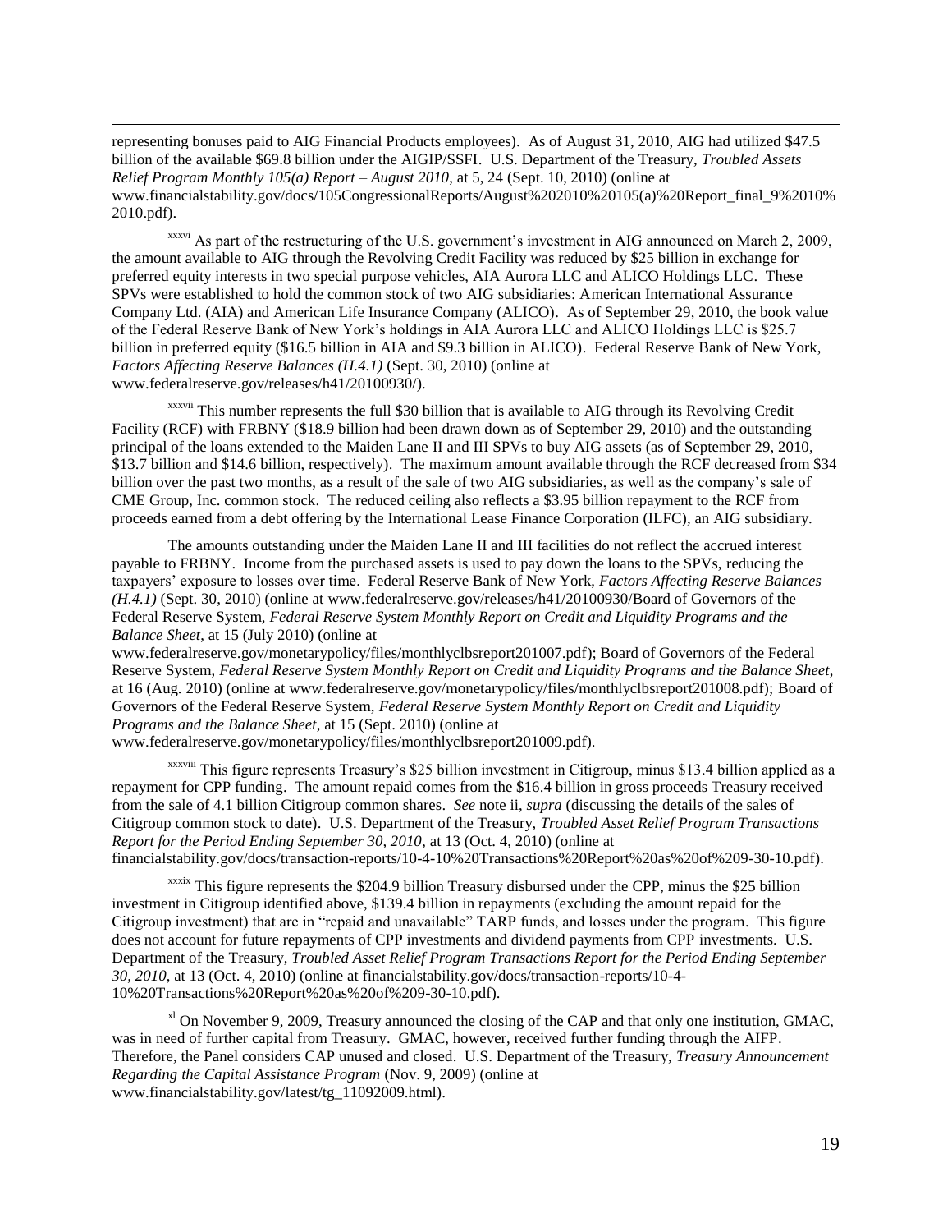representing bonuses paid to AIG Financial Products employees). As of August 31, 2010, AIG had utilized $47.5 billion of the available $69.8 billion under the AIGIP/SSFI. U.S. Department of the Treasury, *Troubled Assets Relief Program Monthly 105(a) Report – August 2010*, at 5, 24 (Sept. 10, 2010) (online at www.financialstability.gov/docs/105CongressionalReports/August%202010%20105(a)%20Report_final_9%2010%2010.pdf).

[xxxvi] As part of the restructuring of the U.S. government's investment in AIG announced on March 2, 2009, the amount available to AIG through the Revolving Credit Facility was reduced by $25 billion in exchange for preferred equity interests in two special purpose vehicles, AIA Aurora LLC and ALICO Holdings LLC. These SPVs were established to hold the common stock of two AIG subsidiaries: American International Assurance Company Ltd. (AIA) and American Life Insurance Company (ALICO). As of September 29, 2010, the book value of the Federal Reserve Bank of New York's holdings in AIA Aurora LLC and ALICO Holdings LLC is $25.7 billion in preferred equity ($16.5 billion in AIA and $9.3 billion in ALICO). Federal Reserve Bank of New York, *Factors Affecting Reserve Balances (H.4.1)* (Sept. 30, 2010) (online at www.federalreserve.gov/releases/h41/20100930/).

[xxxvii] This number represents the full $30 billion that is available to AIG through its Revolving Credit Facility (RCF) with FRBNY ($18.9 billion had been drawn down as of September 29, 2010) and the outstanding principal of the loans extended to the Maiden Lane II and III SPVs to buy AIG assets (as of September 29, 2010, $13.7 billion and $14.6 billion, respectively). The maximum amount available through the RCF decreased from $34 billion over the past two months, as a result of the sale of two AIG subsidiaries, as well as the company's sale of CME Group, Inc. common stock. The reduced ceiling also reflects a $3.95 billion repayment to the RCF from proceeds earned from a debt offering by the International Lease Finance Corporation (ILFC), an AIG subsidiary.

The amounts outstanding under the Maiden Lane II and III facilities do not reflect the accrued interest payable to FRBNY. Income from the purchased assets is used to pay down the loans to the SPVs, reducing the taxpayers' exposure to losses over time. Federal Reserve Bank of New York, *Factors Affecting Reserve Balances (H.4.1)* (Sept. 30, 2010) (online at www.federalreserve.gov/releases/h41/20100930/Board of Governors of the Federal Reserve System, *Federal Reserve System Monthly Report on Credit and Liquidity Programs and the Balance Sheet*, at 15 (July 2010) (online at www.federalreserve.gov/monetarypolicy/files/monthlyclbsreport201007.pdf); Board of Governors of the Federal Reserve System, *Federal Reserve System Monthly Report on Credit and Liquidity Programs and the Balance Sheet*, at 16 (Aug. 2010) (online at www.federalreserve.gov/monetarypolicy/files/monthlyclbsreport201008.pdf); Board of Governors of the Federal Reserve System, *Federal Reserve System Monthly Report on Credit and Liquidity Programs and the Balance Sheet*, at 15 (Sept. 2010) (online at www.federalreserve.gov/monetarypolicy/files/monthlyclbsreport201009.pdf).

[xxxviii] This figure represents Treasury's $25 billion investment in Citigroup, minus $13.4 billion applied as a repayment for CPP funding. The amount repaid comes from the $16.4 billion in gross proceeds Treasury received from the sale of 4.1 billion Citigroup common shares. *See* note ii, *supra* (discussing the details of the sales of Citigroup common stock to date). U.S. Department of the Treasury, *Troubled Asset Relief Program Transactions Report for the Period Ending September 30, 2010*, at 13 (Oct. 4, 2010) (online at financialstability.gov/docs/transaction-reports/10-4-10%20Transactions%20Report%20as%20of%209-30-10.pdf).

[xxxix] This figure represents the $204.9 billion Treasury disbursed under the CPP, minus the $25 billion investment in Citigroup identified above, $139.4 billion in repayments (excluding the amount repaid for the Citigroup investment) that are in "repaid and unavailable" TARP funds, and losses under the program. This figure does not account for future repayments of CPP investments and dividend payments from CPP investments. U.S. Department of the Treasury, *Troubled Asset Relief Program Transactions Report for the Period Ending September 30, 2010*, at 13 (Oct. 4, 2010) (online at financialstability.gov/docs/transaction-reports/10-4-10%20Transactions%20Report%20as%20of%209-30-10.pdf).

[xl] On November 9, 2009, Treasury announced the closing of the CAP and that only one institution, GMAC, was in need of further capital from Treasury. GMAC, however, received further funding through the AIFP. Therefore, the Panel considers CAP unused and closed. U.S. Department of the Treasury, *Treasury Announcement Regarding the Capital Assistance Program* (Nov. 9, 2009) (online at www.financialstability.gov/latest/tg_11092009.html).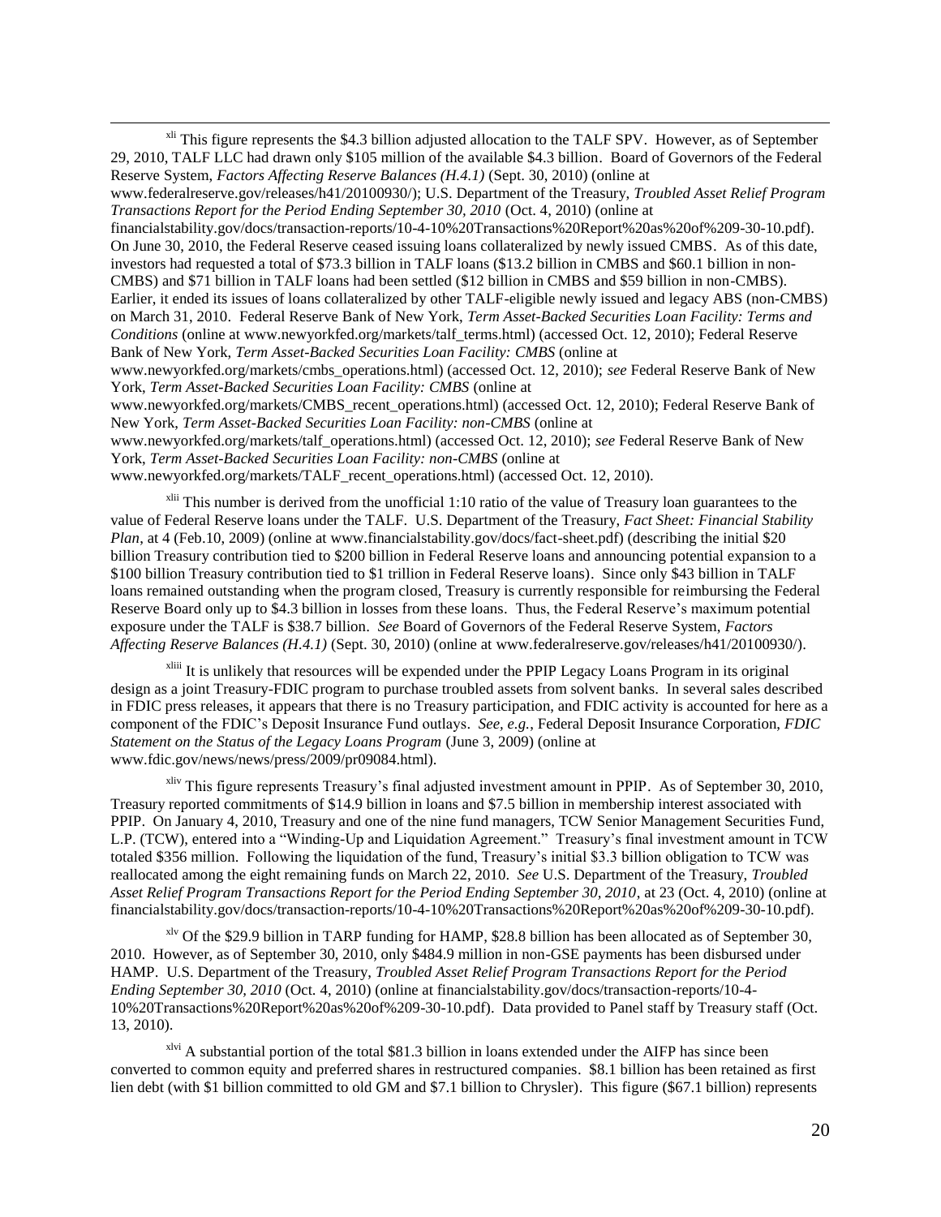[xli] This figure represents the $4.3 billion adjusted allocation to the TALF SPV. However, as of September 29, 2010, TALF LLC had drawn only $105 million of the available $4.3 billion. Board of Governors of the Federal Reserve System, *Factors Affecting Reserve Balances (H.4.1)* (Sept. 30, 2010) (online at www.federalreserve.gov/releases/h41/20100930/); U.S. Department of the Treasury, *Troubled Asset Relief Program Transactions Report for the Period Ending September 30, 2010* (Oct. 4, 2010) (online at financialstability.gov/docs/transaction-reports/10-4-10%20Transactions%20Report%20as%20of%209-30-10.pdf). On June 30, 2010, the Federal Reserve ceased issuing loans collateralized by newly issued CMBS. As of this date, investors had requested a total of $73.3 billion in TALF loans ($13.2 billion in CMBS and $60.1 billion in non-CMBS) and $71 billion in TALF loans had been settled ($12 billion in CMBS and $59 billion in non-CMBS). Earlier, it ended its issues of loans collateralized by other TALF-eligible newly issued and legacy ABS (non-CMBS) on March 31, 2010. Federal Reserve Bank of New York, *Term Asset-Backed Securities Loan Facility: Terms and Conditions* (online at www.newyorkfed.org/markets/talf_terms.html) (accessed Oct. 12, 2010); Federal Reserve Bank of New York, *Term Asset-Backed Securities Loan Facility: CMBS* (online at www.newyorkfed.org/markets/cmbs_operations.html) (accessed Oct. 12, 2010); *see* Federal Reserve Bank of New York, *Term Asset-Backed Securities Loan Facility: CMBS* (online at www.newyorkfed.org/markets/CMBS_recent_operations.html) (accessed Oct. 12, 2010); Federal Reserve Bank of New York, *Term Asset-Backed Securities Loan Facility: non-CMBS* (online at www.newyorkfed.org/markets/talf_operations.html) (accessed Oct. 12, 2010); *see* Federal Reserve Bank of New York, *Term Asset-Backed Securities Loan Facility: non-CMBS* (online at www.newyorkfed.org/markets/TALF_recent_operations.html) (accessed Oct. 12, 2010).

[xlii] This number is derived from the unofficial 1:10 ratio of the value of Treasury loan guarantees to the value of Federal Reserve loans under the TALF. U.S. Department of the Treasury, *Fact Sheet: Financial Stability Plan*, at 4 (Feb.10, 2009) (online at www.financialstability.gov/docs/fact-sheet.pdf) (describing the initial $20 billion Treasury contribution tied to $200 billion in Federal Reserve loans and announcing potential expansion to a $100 billion Treasury contribution tied to $1 trillion in Federal Reserve loans). Since only $43 billion in TALF loans remained outstanding when the program closed, Treasury is currently responsible for reimbursing the Federal Reserve Board only up to $4.3 billion in losses from these loans. Thus, the Federal Reserve's maximum potential exposure under the TALF is $38.7 billion. *See* Board of Governors of the Federal Reserve System, *Factors Affecting Reserve Balances (H.4.1)* (Sept. 30, 2010) (online at www.federalreserve.gov/releases/h41/20100930/).

[xliii] It is unlikely that resources will be expended under the PPIP Legacy Loans Program in its original design as a joint Treasury-FDIC program to purchase troubled assets from solvent banks. In several sales described in FDIC press releases, it appears that there is no Treasury participation, and FDIC activity is accounted for here as a component of the FDIC's Deposit Insurance Fund outlays. *See, e.g.,* Federal Deposit Insurance Corporation, *FDIC Statement on the Status of the Legacy Loans Program* (June 3, 2009) (online at www.fdic.gov/news/news/press/2009/pr09084.html).

[xliv] This figure represents Treasury's final adjusted investment amount in PPIP. As of September 30, 2010, Treasury reported commitments of $14.9 billion in loans and $7.5 billion in membership interest associated with PPIP. On January 4, 2010, Treasury and one of the nine fund managers, TCW Senior Management Securities Fund, L.P. (TCW), entered into a "Winding-Up and Liquidation Agreement." Treasury's final investment amount in TCW totaled $356 million. Following the liquidation of the fund, Treasury's initial $3.3 billion obligation to TCW was reallocated among the eight remaining funds on March 22, 2010. *See* U.S. Department of the Treasury, *Troubled Asset Relief Program Transactions Report for the Period Ending September 30, 2010*, at 23 (Oct. 4, 2010) (online at financialstability.gov/docs/transaction-reports/10-4-10%20Transactions%20Report%20as%20of%209-30-10.pdf).

[xlv] Of the $29.9 billion in TARP funding for HAMP, $28.8 billion has been allocated as of September 30, 2010. However, as of September 30, 2010, only $484.9 million in non-GSE payments has been disbursed under HAMP. U.S. Department of the Treasury, *Troubled Asset Relief Program Transactions Report for the Period Ending September 30, 2010* (Oct. 4, 2010) (online at financialstability.gov/docs/transaction-reports/10-4-10%20Transactions%20Report%20as%20of%209-30-10.pdf). Data provided to Panel staff by Treasury staff (Oct. 13, 2010).

[xlvi] A substantial portion of the total $81.3 billion in loans extended under the AIFP has since been converted to common equity and preferred shares in restructured companies. $8.1 billion has been retained as first lien debt (with $1 billion committed to old GM and $7.1 billion to Chrysler). This figure ($67.1 billion) represents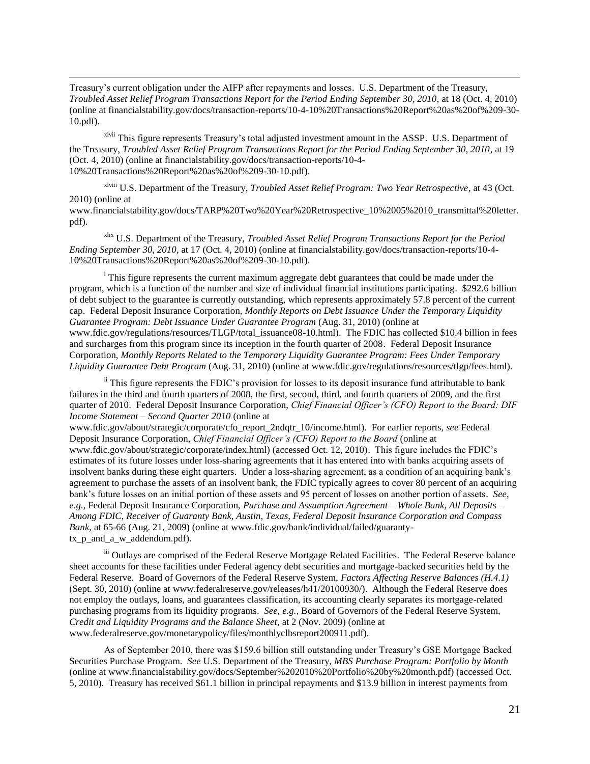Treasury's current obligation under the AIFP after repayments and losses. U.S. Department of the Treasury, *Troubled Asset Relief Program Transactions Report for the Period Ending September 30, 2010*, at 18 (Oct. 4, 2010) (online at financialstability.gov/docs/transaction-reports/10-4-10%20Transactions%20Report%20as%20of%209-30-10.pdf).

[xlvii] This figure represents Treasury's total adjusted investment amount in the ASSP. U.S. Department of the Treasury, *Troubled Asset Relief Program Transactions Report for the Period Ending September 30, 2010*, at 19 (Oct. 4, 2010) (online at financialstability.gov/docs/transaction-reports/10-4-10%20Transactions%20Report%20as%20of%209-30-10.pdf).

[xlviii] U.S. Department of the Treasury, *Troubled Asset Relief Program: Two Year Retrospective*, at 43 (Oct. 2010) (online at www.financialstability.gov/docs/TARP%20Two%20Year%20Retrospective_10%2005%2010_transmittal%20letter.pdf).

[xlix] U.S. Department of the Treasury, *Troubled Asset Relief Program Transactions Report for the Period Ending September 30, 2010*, at 17 (Oct. 4, 2010) (online at financialstability.gov/docs/transaction-reports/10-4-10%20Transactions%20Report%20as%20of%209-30-10.pdf).

[l] This figure represents the current maximum aggregate debt guarantees that could be made under the program, which is a function of the number and size of individual financial institutions participating. $292.6 billion of debt subject to the guarantee is currently outstanding, which represents approximately 57.8 percent of the current cap. Federal Deposit Insurance Corporation, *Monthly Reports on Debt Issuance Under the Temporary Liquidity Guarantee Program: Debt Issuance Under Guarantee Program* (Aug. 31, 2010) (online at www.fdic.gov/regulations/resources/TLGP/total_issuance08-10.html). The FDIC has collected $10.4 billion in fees and surcharges from this program since its inception in the fourth quarter of 2008. Federal Deposit Insurance Corporation, *Monthly Reports Related to the Temporary Liquidity Guarantee Program: Fees Under Temporary Liquidity Guarantee Debt Program* (Aug. 31, 2010) (online at www.fdic.gov/regulations/resources/tlgp/fees.html).

[li] This figure represents the FDIC's provision for losses to its deposit insurance fund attributable to bank failures in the third and fourth quarters of 2008, the first, second, third, and fourth quarters of 2009, and the first quarter of 2010. Federal Deposit Insurance Corporation, *Chief Financial Officer's (CFO) Report to the Board: DIF Income Statement – Second Quarter 2010* (online at www.fdic.gov/about/strategic/corporate/cfo_report_2ndqtr_10/income.html). For earlier reports, *see* Federal Deposit Insurance Corporation, *Chief Financial Officer's (CFO) Report to the Board* (online at www.fdic.gov/about/strategic/corporate/index.html) (accessed Oct. 12, 2010). This figure includes the FDIC's estimates of its future losses under loss-sharing agreements that it has entered into with banks acquiring assets of insolvent banks during these eight quarters. Under a loss-sharing agreement, as a condition of an acquiring bank's agreement to purchase the assets of an insolvent bank, the FDIC typically agrees to cover 80 percent of an acquiring bank's future losses on an initial portion of these assets and 95 percent of losses on another portion of assets. *See, e.g.*, Federal Deposit Insurance Corporation, *Purchase and Assumption Agreement – Whole Bank, All Deposits – Among FDIC, Receiver of Guaranty Bank, Austin, Texas, Federal Deposit Insurance Corporation and Compass Bank*, at 65-66 (Aug. 21, 2009) (online at www.fdic.gov/bank/individual/failed/guaranty-tx_p_and_a_w_addendum.pdf).

[lii] Outlays are comprised of the Federal Reserve Mortgage Related Facilities. The Federal Reserve balance sheet accounts for these facilities under Federal agency debt securities and mortgage-backed securities held by the Federal Reserve. Board of Governors of the Federal Reserve System, *Factors Affecting Reserve Balances (H.4.1)* (Sept. 30, 2010) (online at www.federalreserve.gov/releases/h41/20100930/). Although the Federal Reserve does not employ the outlays, loans, and guarantees classification, its accounting clearly separates its mortgage-related purchasing programs from its liquidity programs. *See, e.g.*, Board of Governors of the Federal Reserve System, *Credit and Liquidity Programs and the Balance Sheet*, at 2 (Nov. 2009) (online at www.federalreserve.gov/monetarypolicy/files/monthlyclbsreport200911.pdf).

As of September 2010, there was $159.6 billion still outstanding under Treasury's GSE Mortgage Backed Securities Purchase Program. *See* U.S. Department of the Treasury, *MBS Purchase Program: Portfolio by Month* (online at www.financialstability.gov/docs/September%202010%20Portfolio%20by%20month.pdf) (accessed Oct. 5, 2010). Treasury has received $61.1 billion in principal repayments and $13.9 billion in interest payments from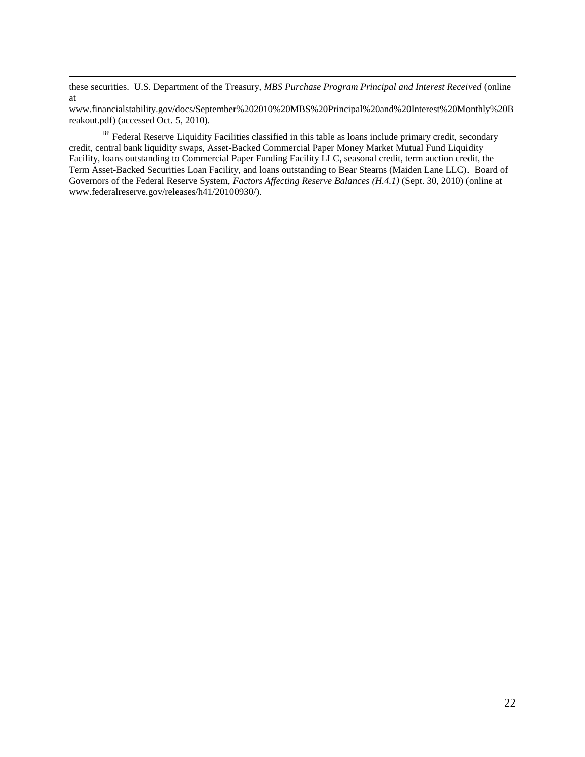these securities. U.S. Department of the Treasury, *MBS Purchase Program Principal and Interest Received* (online at www.financialstability.gov/docs/September%202010%20MBS%20Principal%20and%20Interest%20Monthly%20Breakout.pdf) (accessed Oct. 5, 2010).

[liii] Federal Reserve Liquidity Facilities classified in this table as loans include primary credit, secondary credit, central bank liquidity swaps, Asset-Backed Commercial Paper Money Market Mutual Fund Liquidity Facility, loans outstanding to Commercial Paper Funding Facility LLC, seasonal credit, term auction credit, the Term Asset-Backed Securities Loan Facility, and loans outstanding to Bear Stearns (Maiden Lane LLC). Board of Governors of the Federal Reserve System, *Factors Affecting Reserve Balances (H.4.1)* (Sept. 30, 2010) (online at www.federalreserve.gov/releases/h41/20100930/).